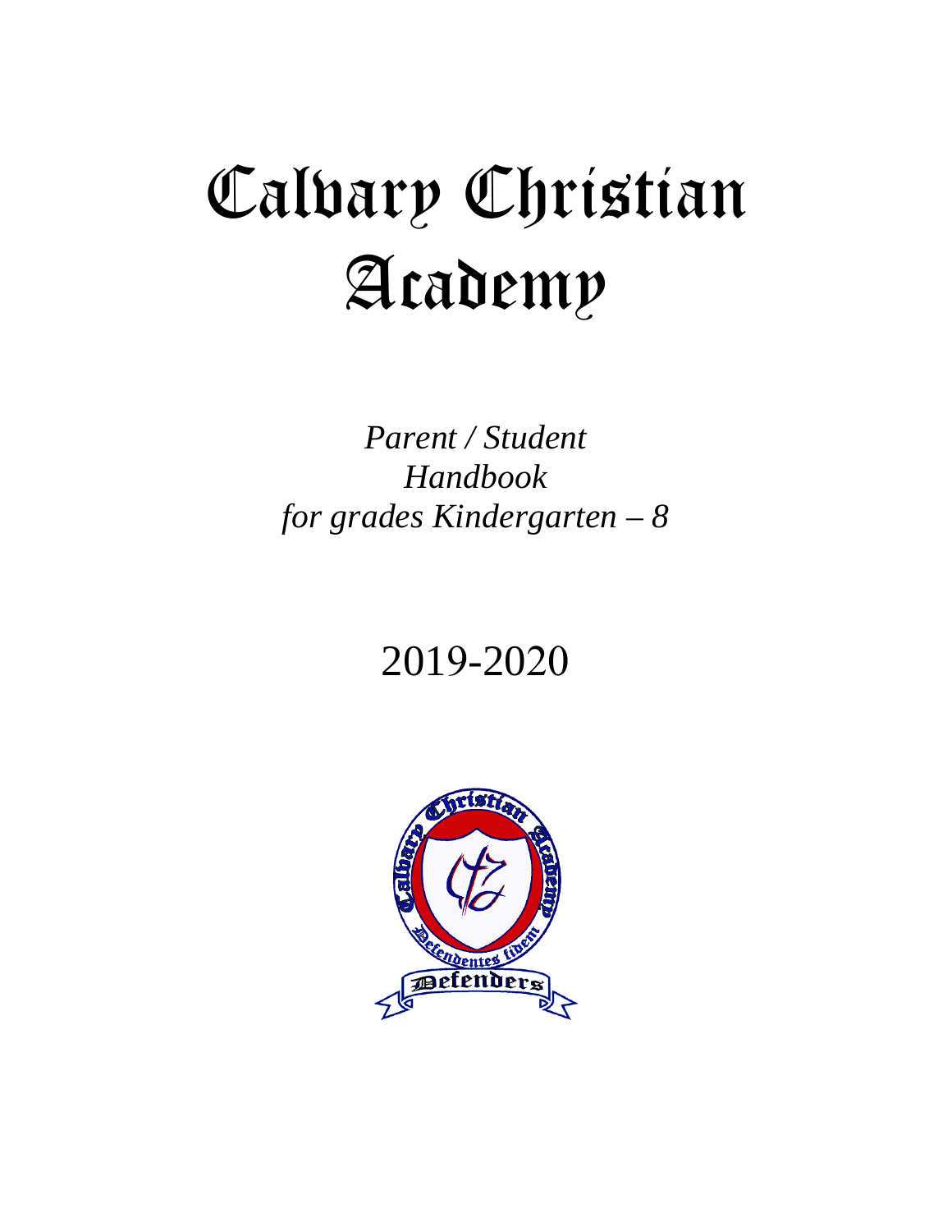# Calvary Christian Academy

*Parent / Student Handbook for grades Kindergarten – 8*

2019-2020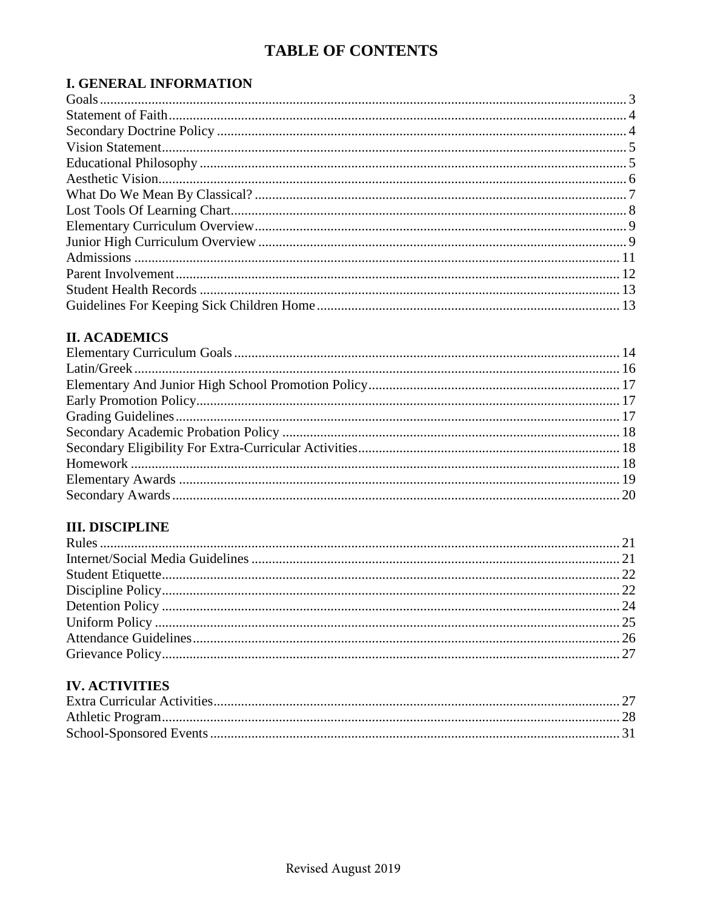# TABLE OF CONTENTS

## I. GENERAL INFORMATION

| | |
|---|---|
| Goals | 3 |
| Statement of Faith | 4 |
| Secondary Doctrine Policy | 4 |
| Vision Statement | 5 |
| Educational Philosophy | 5 |
| Aesthetic Vision | 6 |
| What Do We Mean By Classical? | 7 |
| Lost Tools Of Learning Chart | 8 |
| Elementary Curriculum Overview | 9 |
| Junior High Curriculum Overview | 9 |
| Admissions | 11 |
| Parent Involvement | 12 |
| Student Health Records | 13 |
| Guidelines For Keeping Sick Children Home | 13 |

## II. ACADEMICS

| | |
|---|---|
| Elementary Curriculum Goals | 14 |
| Latin/Greek | 16 |
| Elementary And Junior High School Promotion Policy | 17 |
| Early Promotion Policy | 17 |
| Grading Guidelines | 17 |
| Secondary Academic Probation Policy | 18 |
| Secondary Eligibility For Extra-Curricular Activities | 18 |
| Homework | 18 |
| Elementary Awards | 19 |
| Secondary Awards | 20 |

## III. DISCIPLINE

| | |
|---|---|
| Rules | 21 |
| Internet/Social Media Guidelines | 21 |
| Student Etiquette | 22 |
| Discipline Policy | 22 |
| Detention Policy | 24 |
| Uniform Policy | 25 |
| Attendance Guidelines | 26 |
| Grievance Policy | 27 |

## IV. ACTIVITIES

| | |
|---|---|
| Extra Curricular Activities | 27 |
| Athletic Program | 28 |
| School-Sponsored Events | 31 |

Revised August 2019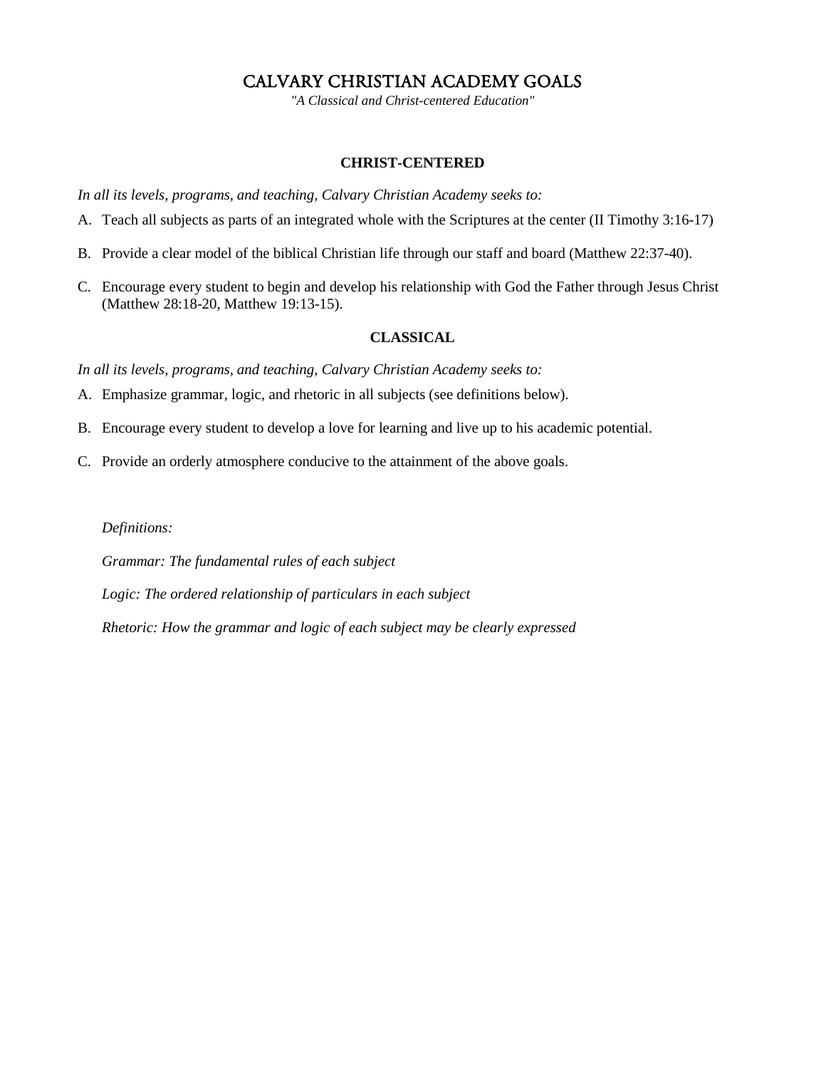# CALVARY CHRISTIAN ACADEMY GOALS

*"A Classical and Christ-centered Education"*

## CHRIST-CENTERED

*In all its levels, programs, and teaching, Calvary Christian Academy seeks to:*

A. Teach all subjects as parts of an integrated whole with the Scriptures at the center (II Timothy 3:16-17)

B. Provide a clear model of the biblical Christian life through our staff and board (Matthew 22:37-40).

C. Encourage every student to begin and develop his relationship with God the Father through Jesus Christ (Matthew 28:18-20, Matthew 19:13-15).

## CLASSICAL

*In all its levels, programs, and teaching, Calvary Christian Academy seeks to:*

A. Emphasize grammar, logic, and rhetoric in all subjects (see definitions below).

B. Encourage every student to develop a love for learning and live up to his academic potential.

C. Provide an orderly atmosphere conducive to the attainment of the above goals.

*Definitions:*

*Grammar: The fundamental rules of each subject*

*Logic: The ordered relationship of particulars in each subject*

*Rhetoric: How the grammar and logic of each subject may be clearly expressed*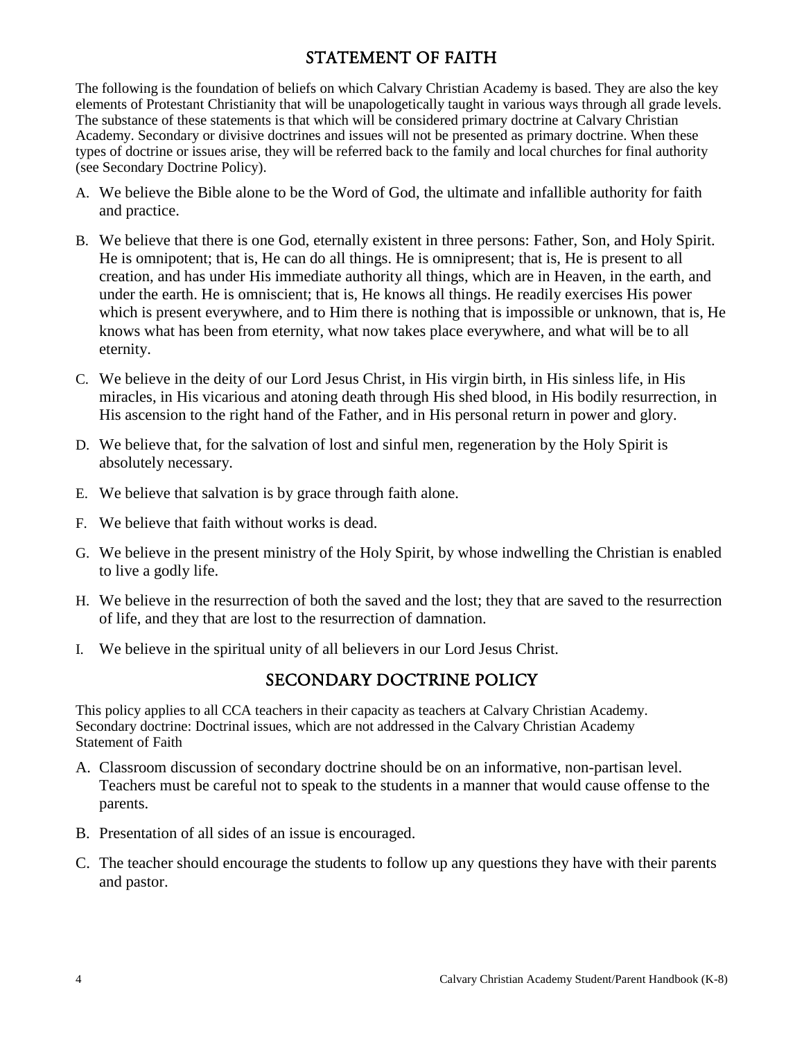## STATEMENT OF FAITH

The following is the foundation of beliefs on which Calvary Christian Academy is based. They are also the key elements of Protestant Christianity that will be unapologetically taught in various ways through all grade levels. The substance of these statements is that which will be considered primary doctrine at Calvary Christian Academy. Secondary or divisive doctrines and issues will not be presented as primary doctrine. When these types of doctrine or issues arise, they will be referred back to the family and local churches for final authority (see Secondary Doctrine Policy).

A. We believe the Bible alone to be the Word of God, the ultimate and infallible authority for faith and practice.

B. We believe that there is one God, eternally existent in three persons: Father, Son, and Holy Spirit. He is omnipotent; that is, He can do all things. He is omnipresent; that is, He is present to all creation, and has under His immediate authority all things, which are in Heaven, in the earth, and under the earth. He is omniscient; that is, He knows all things. He readily exercises His power which is present everywhere, and to Him there is nothing that is impossible or unknown, that is, He knows what has been from eternity, what now takes place everywhere, and what will be to all eternity.

C. We believe in the deity of our Lord Jesus Christ, in His virgin birth, in His sinless life, in His miracles, in His vicarious and atoning death through His shed blood, in His bodily resurrection, in His ascension to the right hand of the Father, and in His personal return in power and glory.

D. We believe that, for the salvation of lost and sinful men, regeneration by the Holy Spirit is absolutely necessary.

E. We believe that salvation is by grace through faith alone.

F. We believe that faith without works is dead.

G. We believe in the present ministry of the Holy Spirit, by whose indwelling the Christian is enabled to live a godly life.

H. We believe in the resurrection of both the saved and the lost; they that are saved to the resurrection of life, and they that are lost to the resurrection of damnation.

I. We believe in the spiritual unity of all believers in our Lord Jesus Christ.

## SECONDARY DOCTRINE POLICY

This policy applies to all CCA teachers in their capacity as teachers at Calvary Christian Academy.
Secondary doctrine: Doctrinal issues, which are not addressed in the Calvary Christian Academy Statement of Faith

A. Classroom discussion of secondary doctrine should be on an informative, non-partisan level. Teachers must be careful not to speak to the students in a manner that would cause offense to the parents.

B. Presentation of all sides of an issue is encouraged.

C. The teacher should encourage the students to follow up any questions they have with their parents and pastor.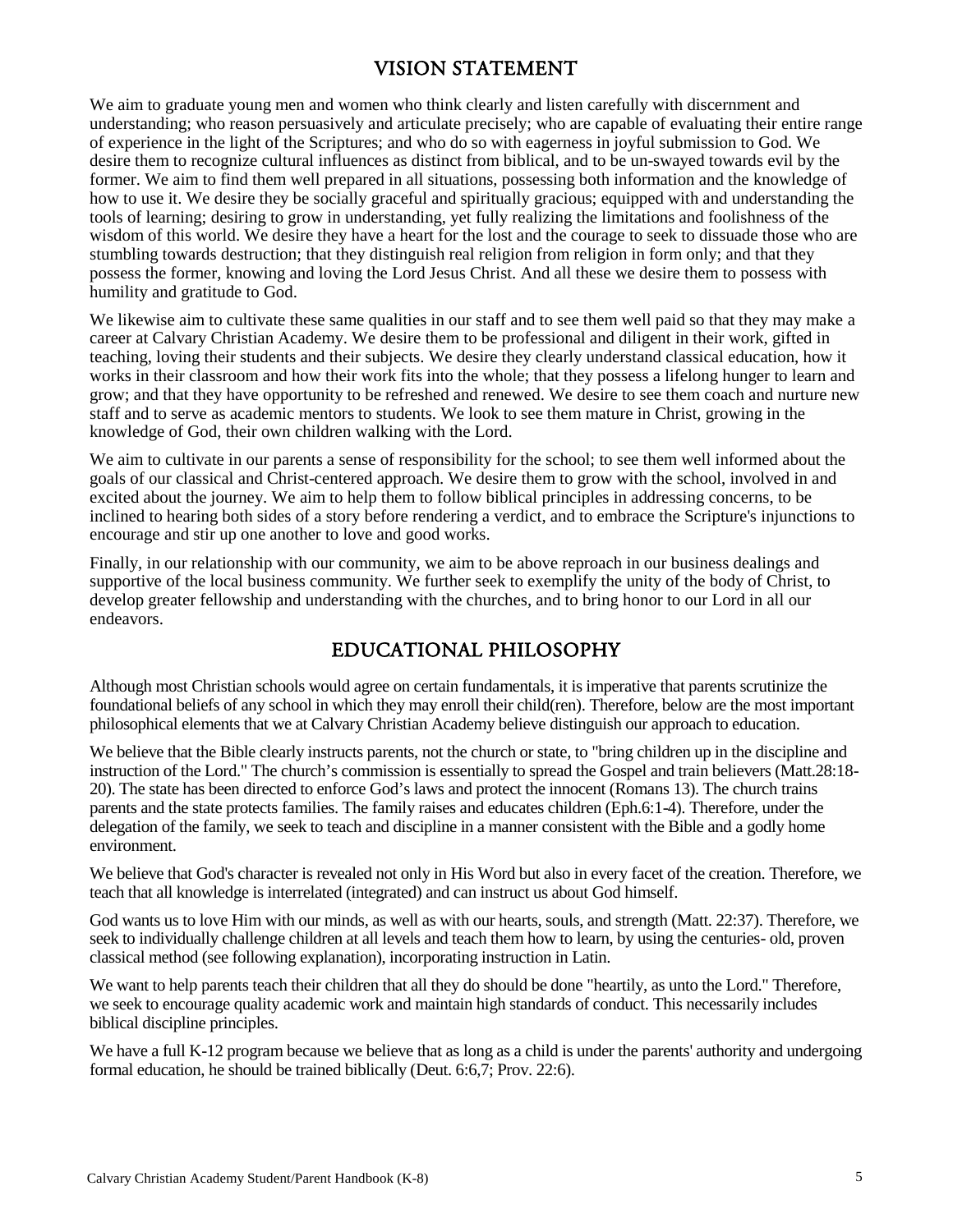## VISION STATEMENT

We aim to graduate young men and women who think clearly and listen carefully with discernment and understanding; who reason persuasively and articulate precisely; who are capable of evaluating their entire range of experience in the light of the Scriptures; and who do so with eagerness in joyful submission to God. We desire them to recognize cultural influences as distinct from biblical, and to be un-swayed towards evil by the former. We aim to find them well prepared in all situations, possessing both information and the knowledge of how to use it. We desire they be socially graceful and spiritually gracious; equipped with and understanding the tools of learning; desiring to grow in understanding, yet fully realizing the limitations and foolishness of the wisdom of this world. We desire they have a heart for the lost and the courage to seek to dissuade those who are stumbling towards destruction; that they distinguish real religion from religion in form only; and that they possess the former, knowing and loving the Lord Jesus Christ. And all these we desire them to possess with humility and gratitude to God.

We likewise aim to cultivate these same qualities in our staff and to see them well paid so that they may make a career at Calvary Christian Academy. We desire them to be professional and diligent in their work, gifted in teaching, loving their students and their subjects. We desire they clearly understand classical education, how it works in their classroom and how their work fits into the whole; that they possess a lifelong hunger to learn and grow; and that they have opportunity to be refreshed and renewed. We desire to see them coach and nurture new staff and to serve as academic mentors to students. We look to see them mature in Christ, growing in the knowledge of God, their own children walking with the Lord.

We aim to cultivate in our parents a sense of responsibility for the school; to see them well informed about the goals of our classical and Christ-centered approach. We desire them to grow with the school, involved in and excited about the journey. We aim to help them to follow biblical principles in addressing concerns, to be inclined to hearing both sides of a story before rendering a verdict, and to embrace the Scripture's injunctions to encourage and stir up one another to love and good works.

Finally, in our relationship with our community, we aim to be above reproach in our business dealings and supportive of the local business community. We further seek to exemplify the unity of the body of Christ, to develop greater fellowship and understanding with the churches, and to bring honor to our Lord in all our endeavors.

## EDUCATIONAL PHILOSOPHY

Although most Christian schools would agree on certain fundamentals, it is imperative that parents scrutinize the foundational beliefs of any school in which they may enroll their child(ren). Therefore, below are the most important philosophical elements that we at Calvary Christian Academy believe distinguish our approach to education.

We believe that the Bible clearly instructs parents, not the church or state, to "bring children up in the discipline and instruction of the Lord." The church's commission is essentially to spread the Gospel and train believers (Matt.28:18-20). The state has been directed to enforce God's laws and protect the innocent (Romans 13). The church trains parents and the state protects families. The family raises and educates children (Eph.6:1-4). Therefore, under the delegation of the family, we seek to teach and discipline in a manner consistent with the Bible and a godly home environment.

We believe that God's character is revealed not only in His Word but also in every facet of the creation. Therefore, we teach that all knowledge is interrelated (integrated) and can instruct us about God himself.

God wants us to love Him with our minds, as well as with our hearts, souls, and strength (Matt. 22:37). Therefore, we seek to individually challenge children at all levels and teach them how to learn, by using the centuries- old, proven classical method (see following explanation), incorporating instruction in Latin.

We want to help parents teach their children that all they do should be done "heartily, as unto the Lord." Therefore, we seek to encourage quality academic work and maintain high standards of conduct. This necessarily includes biblical discipline principles.

We have a full K-12 program because we believe that as long as a child is under the parents' authority and undergoing formal education, he should be trained biblically (Deut. 6:6,7; Prov. 22:6).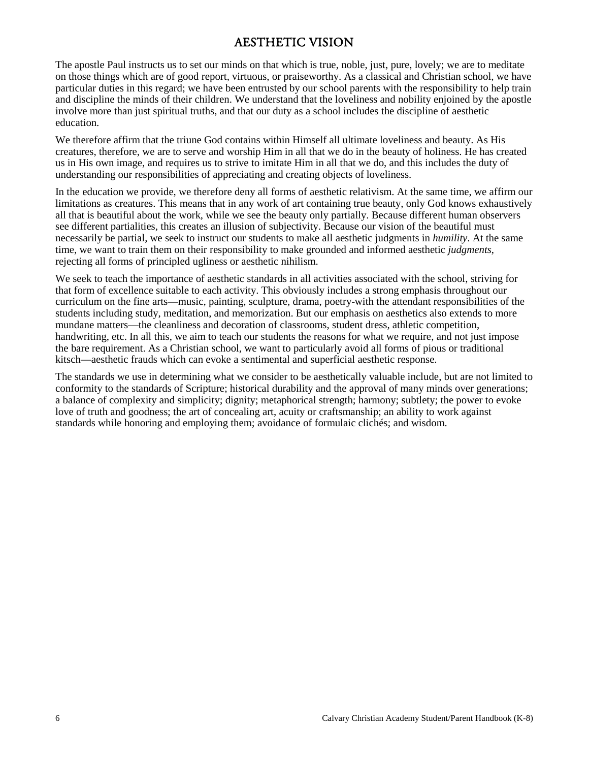# AESTHETIC VISION

The apostle Paul instructs us to set our minds on that which is true, noble, just, pure, lovely; we are to meditate on those things which are of good report, virtuous, or praiseworthy. As a classical and Christian school, we have particular duties in this regard; we have been entrusted by our school parents with the responsibility to help train and discipline the minds of their children. We understand that the loveliness and nobility enjoined by the apostle involve more than just spiritual truths, and that our duty as a school includes the discipline of aesthetic education.

We therefore affirm that the triune God contains within Himself all ultimate loveliness and beauty. As His creatures, therefore, we are to serve and worship Him in all that we do in the beauty of holiness. He has created us in His own image, and requires us to strive to imitate Him in all that we do, and this includes the duty of understanding our responsibilities of appreciating and creating objects of loveliness.

In the education we provide, we therefore deny all forms of aesthetic relativism. At the same time, we affirm our limitations as creatures. This means that in any work of art containing true beauty, only God knows exhaustively all that is beautiful about the work, while we see the beauty only partially. Because different human observers see different partialities, this creates an illusion of subjectivity. Because our vision of the beautiful must necessarily be partial, we seek to instruct our students to make all aesthetic judgments in *humility*. At the same time, we want to train them on their responsibility to make grounded and informed aesthetic *judgments*, rejecting all forms of principled ugliness or aesthetic nihilism.

We seek to teach the importance of aesthetic standards in all activities associated with the school, striving for that form of excellence suitable to each activity. This obviously includes a strong emphasis throughout our curriculum on the fine arts—music, painting, sculpture, drama, poetry-with the attendant responsibilities of the students including study, meditation, and memorization. But our emphasis on aesthetics also extends to more mundane matters—the cleanliness and decoration of classrooms, student dress, athletic competition, handwriting, etc. In all this, we aim to teach our students the reasons for what we require, and not just impose the bare requirement. As a Christian school, we want to particularly avoid all forms of pious or traditional kitsch—aesthetic frauds which can evoke a sentimental and superficial aesthetic response.

The standards we use in determining what we consider to be aesthetically valuable include, but are not limited to conformity to the standards of Scripture; historical durability and the approval of many minds over generations; a balance of complexity and simplicity; dignity; metaphorical strength; harmony; subtlety; the power to evoke love of truth and goodness; the art of concealing art, acuity or craftsmanship; an ability to work against standards while honoring and employing them; avoidance of formulaic clichés; and wisdom.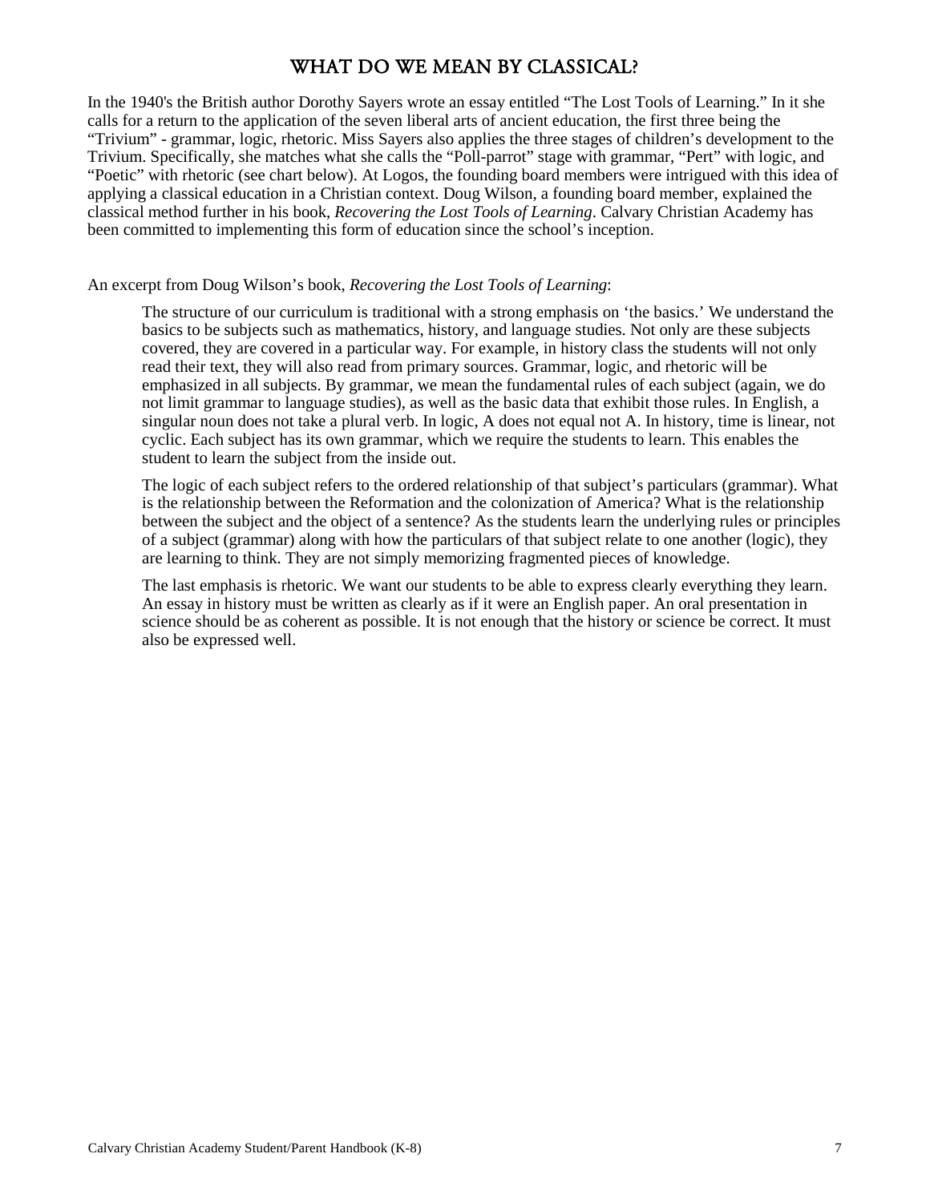# WHAT DO WE MEAN BY CLASSICAL?

In the 1940's the British author Dorothy Sayers wrote an essay entitled "The Lost Tools of Learning." In it she calls for a return to the application of the seven liberal arts of ancient education, the first three being the "Trivium" - grammar, logic, rhetoric. Miss Sayers also applies the three stages of children's development to the Trivium. Specifically, she matches what she calls the "Poll-parrot" stage with grammar, "Pert" with logic, and "Poetic" with rhetoric (see chart below). At Logos, the founding board members were intrigued with this idea of applying a classical education in a Christian context. Doug Wilson, a founding board member, explained the classical method further in his book, *Recovering the Lost Tools of Learning*. Calvary Christian Academy has been committed to implementing this form of education since the school's inception.

An excerpt from Doug Wilson's book, *Recovering the Lost Tools of Learning*:

> The structure of our curriculum is traditional with a strong emphasis on 'the basics.' We understand the basics to be subjects such as mathematics, history, and language studies. Not only are these subjects covered, they are covered in a particular way. For example, in history class the students will not only read their text, they will also read from primary sources. Grammar, logic, and rhetoric will be emphasized in all subjects. By grammar, we mean the fundamental rules of each subject (again, we do not limit grammar to language studies), as well as the basic data that exhibit those rules. In English, a singular noun does not take a plural verb. In logic, A does not equal not A. In history, time is linear, not cyclic. Each subject has its own grammar, which we require the students to learn. This enables the student to learn the subject from the inside out.
>
> The logic of each subject refers to the ordered relationship of that subject's particulars (grammar). What is the relationship between the Reformation and the colonization of America? What is the relationship between the subject and the object of a sentence? As the students learn the underlying rules or principles of a subject (grammar) along with how the particulars of that subject relate to one another (logic), they are learning to think. They are not simply memorizing fragmented pieces of knowledge.
>
> The last emphasis is rhetoric. We want our students to be able to express clearly everything they learn. An essay in history must be written as clearly as if it were an English paper. An oral presentation in science should be as coherent as possible. It is not enough that the history or science be correct. It must also be expressed well.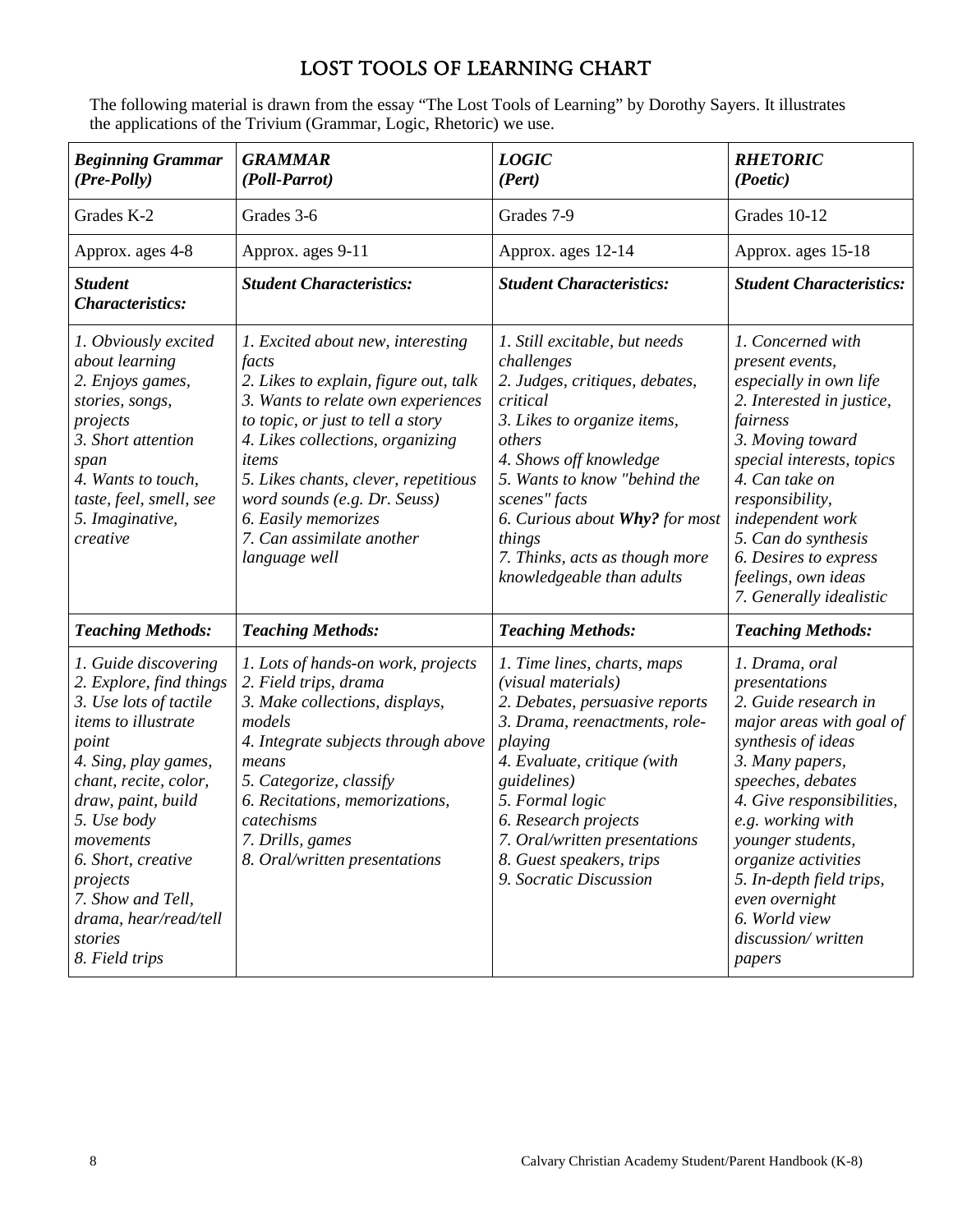# LOST TOOLS OF LEARNING CHART

The following material is drawn from the essay "The Lost Tools of Learning" by Dorothy Sayers. It illustrates the applications of the Trivium (Grammar, Logic, Rhetoric) we use.

| ***Beginning Grammar (Pre-Polly)*** | ***GRAMMAR (Poll-Parrot)*** | ***LOGIC (Pert)*** | ***RHETORIC (Poetic)*** |
|---|---|---|---|
| Grades K-2 | Grades 3-6 | Grades 7-9 | Grades 10-12 |
| Approx. ages 4-8 | Approx. ages 9-11 | Approx. ages 12-14 | Approx. ages 15-18 |
| ***Student Characteristics:*** | ***Student Characteristics:*** | ***Student Characteristics:*** | ***Student Characteristics:*** |
| *1. Obviously excited about learning*<br>*2. Enjoys games, stories, songs, projects*<br>*3. Short attention span*<br>*4. Wants to touch, taste, feel, smell, see*<br>*5. Imaginative, creative* | *1. Excited about new, interesting facts*<br>*2. Likes to explain, figure out, talk*<br>*3. Wants to relate own experiences to topic, or just to tell a story*<br>*4. Likes collections, organizing items*<br>*5. Likes chants, clever, repetitious word sounds (e.g. Dr. Seuss)*<br>*6. Easily memorizes*<br>*7. Can assimilate another language well* | *1. Still excitable, but needs challenges*<br>*2. Judges, critiques, debates, critical*<br>*3. Likes to organize items, others*<br>*4. Shows off knowledge*<br>*5. Wants to know "behind the scenes" facts*<br>*6. Curious about **Why?** for most things*<br>*7. Thinks, acts as though more knowledgeable than adults* | *1. Concerned with present events, especially in own life*<br>*2. Interested in justice, fairness*<br>*3. Moving toward special interests, topics*<br>*4. Can take on responsibility, independent work*<br>*5. Can do synthesis*<br>*6. Desires to express feelings, own ideas*<br>*7. Generally idealistic* |
| ***Teaching Methods:*** | ***Teaching Methods:*** | ***Teaching Methods:*** | ***Teaching Methods:*** |
| *1. Guide discovering*<br>*2. Explore, find things*<br>*3. Use lots of tactile items to illustrate point*<br>*4. Sing, play games, chant, recite, color, draw, paint, build*<br>*5. Use body movements*<br>*6. Short, creative projects*<br>*7. Show and Tell, drama, hear/read/tell stories*<br>*8. Field trips* | *1. Lots of hands-on work, projects*<br>*2. Field trips, drama*<br>*3. Make collections, displays, models*<br>*4. Integrate subjects through above means*<br>*5. Categorize, classify*<br>*6. Recitations, memorizations, catechisms*<br>*7. Drills, games*<br>*8. Oral/written presentations* | *1. Time lines, charts, maps (visual materials)*<br>*2. Debates, persuasive reports*<br>*3. Drama, reenactments, role-playing*<br>*4. Evaluate, critique (with guidelines)*<br>*5. Formal logic*<br>*6. Research projects*<br>*7. Oral/written presentations*<br>*8. Guest speakers, trips*<br>*9. Socratic Discussion* | *1. Drama, oral presentations*<br>*2. Guide research in major areas with goal of synthesis of ideas*<br>*3. Many papers, speeches, debates*<br>*4. Give responsibilities, e.g. working with younger students, organize activities*<br>*5. In-depth field trips, even overnight*<br>*6. World view discussion/ written papers* |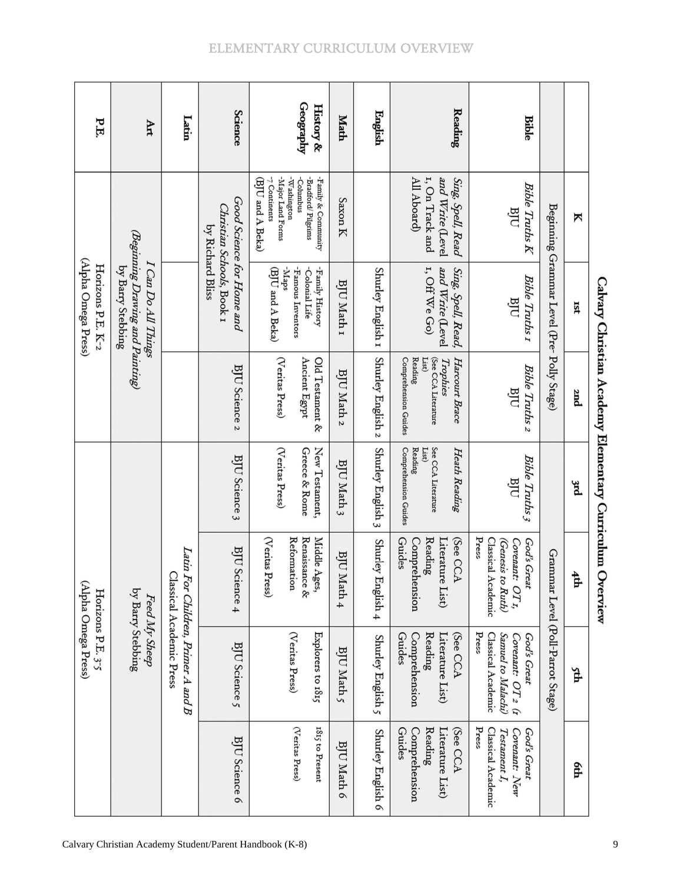# ELEMENTARY CURRICULUM OVERVIEW

## Calvary Christian Academy Elementary Curriculum Overview

| | K | 1st | 2nd | 3rd | 4th | 5th | 6th |
|---|---|---|---|---|---|---|---|
| | Beginning Grammar Level (Pre- Polly Stage) | | | Grammar Level (Poll-Parrot Stage) | | | |
| **Bible** | *Bible Truths K* BJU | *Bible Truths 1* BJU | *Bible Truths 2* BJU | *Bible Truths 3* BJU | *God's Great Covenant: OT 1, (Genesis to Ruth)* Classical Academic Press | *God's Great Covenant: OT 2 (1 Samuel to Malachi)* Classical Academic Press | *God's Great Covenant: New Testament 1,* Classical Academic Press |
| **Reading** | *Sing, Spell, Read and Write* (Level 1, On Track and All Aboard) | *Sing, Spell, Read, and Write* (Level 1, Off We Go) | *Harcourt Brace Trophies* (See CCA Literature List) Reading Comprehension Guides | *Heath Reading* See CCA Literature List) Reading Comprehension Guides | (See CCA Literature List) Reading Comprehension Guides | (See CCA Literature List) Reading Comprehension Guides | (See CCA Literature List) Reading Comprehension Guides |
| **English** | | Shurley English 1 | Shurley English 2 | Shurley English 3 | Shurley English 4 | Shurley English 5 | Shurley English 6 |
| **Math** | Saxon K | BJU Math 1 | BJU Math 2 | BJU Math 3 | BJU Math 4 | BJU Math 5 | BJU Math 6 |
| **History & Geography** | -Family & Community -Bradford/ Pilgrims -Columbus -Washington -Major Land Forms -7 Continents (BJU and A Beka) | -Family History -Colonial Life -Famous Inventors -Maps (BJU and A Beka) | Old Testament & Ancient Egypt (Veritas Press) | New Testament, Greece & Rome (Veritas Press) | Middle Ages, Renaissance & Reformation (Veritas Press) | Explorers to 1815 (Veritas Press) | 1815 to Present (Veritas Press) |
| **Science** | *Good Science for Home and Christian Schools, Book 1* by Richard Bliss | | BJU Science 2 | BJU Science 3 | BJU Science 4 | BJU Science 5 | BJU Science 6 |
| **Latin** | | | | | *Latin For Children, Primer A and B* Classical Academic Press | | |
| **Art** | *I Can Do All Things (Beginning Drawing and Painting)* by Barry Stebbing | | | | *Feed My Sheep* by Barry Stebbing | | |
| **P.E.** | Horizons P.E. K-2 (Alpha Omega Press) | | | Horizons P.E. 3-5 (Alpha Omega Press) | | | |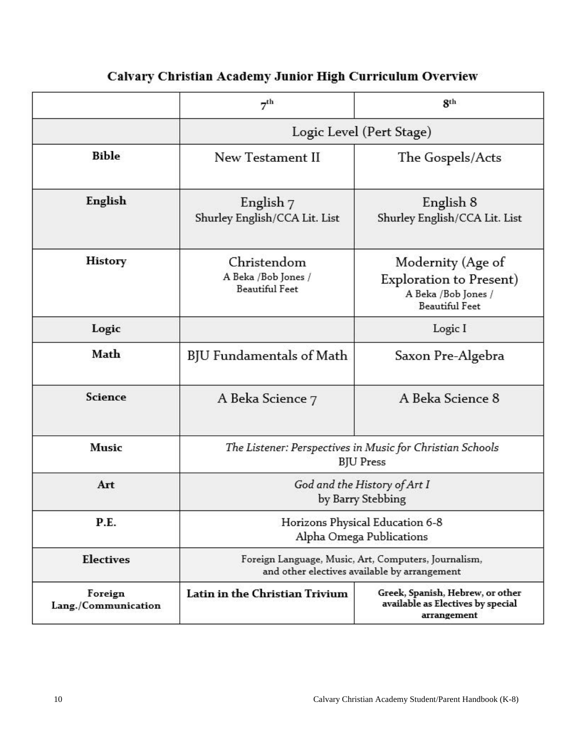# Calvary Christian Academy Junior High Curriculum Overview

| | 7th | 8th |
|---|---|---|
| | Logic Level (Pert Stage) | |
| **Bible** | New Testament II | The Gospels/Acts |
| **English** | English 7<br>Shurley English/CCA Lit. List | English 8<br>Shurley English/CCA Lit. List |
| **History** | Christendom<br>A Beka /Bob Jones / Beautiful Feet | Modernity (Age of Exploration to Present)<br>A Beka /Bob Jones / Beautiful Feet |
| **Logic** | | Logic I |
| **Math** | BJU Fundamentals of Math | Saxon Pre-Algebra |
| **Science** | A Beka Science 7 | A Beka Science 8 |
| **Music** | *The Listener: Perspectives in Music for Christian Schools*<br>BJU Press | |
| **Art** | *God and the History of Art I*<br>by Barry Stebbing | |
| **P.E.** | Horizons Physical Education 6-8<br>Alpha Omega Publications | |
| **Electives** | Foreign Language, Music, Art, Computers, Journalism, and other electives available by arrangement | |
| **Foreign Lang./Communication** | **Latin in the Christian Trivium** | **Greek, Spanish, Hebrew, or other available as Electives by special arrangement** |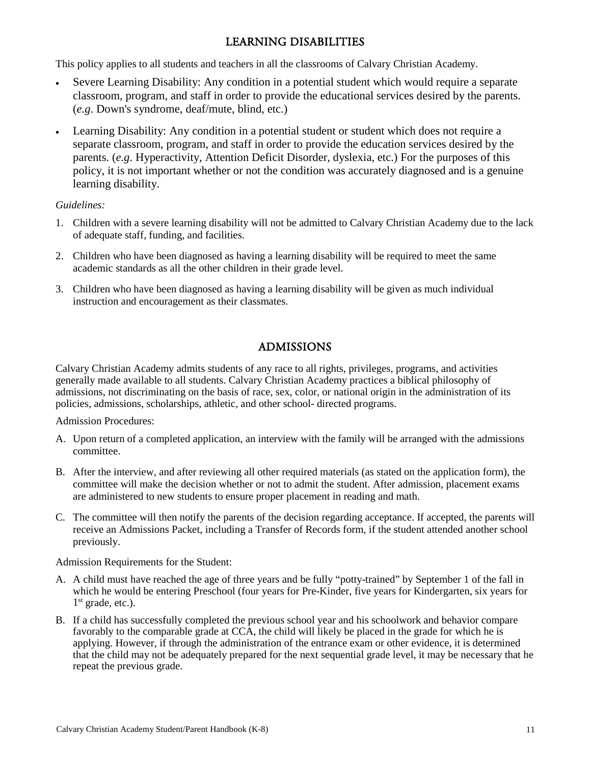## LEARNING DISABILITIES

This policy applies to all students and teachers in all the classrooms of Calvary Christian Academy.

- Severe Learning Disability: Any condition in a potential student which would require a separate classroom, program, and staff in order to provide the educational services desired by the parents. (*e.g*. Down's syndrome, deaf/mute, blind, etc.)
- Learning Disability: Any condition in a potential student or student which does not require a separate classroom, program, and staff in order to provide the education services desired by the parents. (*e.g*. Hyperactivity, Attention Deficit Disorder, dyslexia, etc.) For the purposes of this policy, it is not important whether or not the condition was accurately diagnosed and is a genuine learning disability.

*Guidelines:*

1. Children with a severe learning disability will not be admitted to Calvary Christian Academy due to the lack of adequate staff, funding, and facilities.
2. Children who have been diagnosed as having a learning disability will be required to meet the same academic standards as all the other children in their grade level.
3. Children who have been diagnosed as having a learning disability will be given as much individual instruction and encouragement as their classmates.

## ADMISSIONS

Calvary Christian Academy admits students of any race to all rights, privileges, programs, and activities generally made available to all students. Calvary Christian Academy practices a biblical philosophy of admissions, not discriminating on the basis of race, sex, color, or national origin in the administration of its policies, admissions, scholarships, athletic, and other school- directed programs.

Admission Procedures:

A. Upon return of a completed application, an interview with the family will be arranged with the admissions committee.

B. After the interview, and after reviewing all other required materials (as stated on the application form), the committee will make the decision whether or not to admit the student. After admission, placement exams are administered to new students to ensure proper placement in reading and math.

C. The committee will then notify the parents of the decision regarding acceptance. If accepted, the parents will receive an Admissions Packet, including a Transfer of Records form, if the student attended another school previously.

Admission Requirements for the Student:

A. A child must have reached the age of three years and be fully "potty-trained" by September 1 of the fall in which he would be entering Preschool (four years for Pre-Kinder, five years for Kindergarten, six years for 1st grade, etc.).

B. If a child has successfully completed the previous school year and his schoolwork and behavior compare favorably to the comparable grade at CCA, the child will likely be placed in the grade for which he is applying. However, if through the administration of the entrance exam or other evidence, it is determined that the child may not be adequately prepared for the next sequential grade level, it may be necessary that he repeat the previous grade.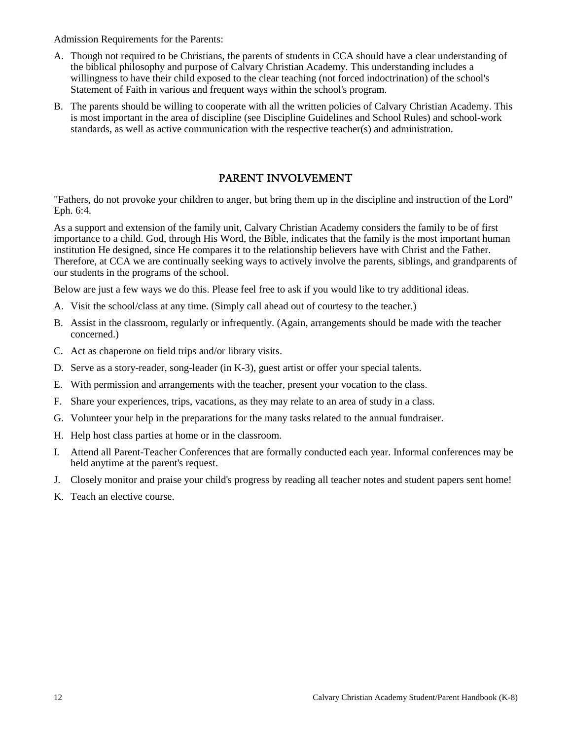Admission Requirements for the Parents:

A. Though not required to be Christians, the parents of students in CCA should have a clear understanding of the biblical philosophy and purpose of Calvary Christian Academy. This understanding includes a willingness to have their child exposed to the clear teaching (not forced indoctrination) of the school's Statement of Faith in various and frequent ways within the school's program.

B. The parents should be willing to cooperate with all the written policies of Calvary Christian Academy. This is most important in the area of discipline (see Discipline Guidelines and School Rules) and school-work standards, as well as active communication with the respective teacher(s) and administration.

## PARENT INVOLVEMENT

"Fathers, do not provoke your children to anger, but bring them up in the discipline and instruction of the Lord" Eph. 6:4.

As a support and extension of the family unit, Calvary Christian Academy considers the family to be of first importance to a child. God, through His Word, the Bible, indicates that the family is the most important human institution He designed, since He compares it to the relationship believers have with Christ and the Father. Therefore, at CCA we are continually seeking ways to actively involve the parents, siblings, and grandparents of our students in the programs of the school.

Below are just a few ways we do this. Please feel free to ask if you would like to try additional ideas.

A. Visit the school/class at any time. (Simply call ahead out of courtesy to the teacher.)

B. Assist in the classroom, regularly or infrequently. (Again, arrangements should be made with the teacher concerned.)

C. Act as chaperone on field trips and/or library visits.

D. Serve as a story-reader, song-leader (in K-3), guest artist or offer your special talents.

E. With permission and arrangements with the teacher, present your vocation to the class.

F. Share your experiences, trips, vacations, as they may relate to an area of study in a class.

G. Volunteer your help in the preparations for the many tasks related to the annual fundraiser.

H. Help host class parties at home or in the classroom.

I. Attend all Parent-Teacher Conferences that are formally conducted each year. Informal conferences may be held anytime at the parent's request.

J. Closely monitor and praise your child's progress by reading all teacher notes and student papers sent home!

K. Teach an elective course.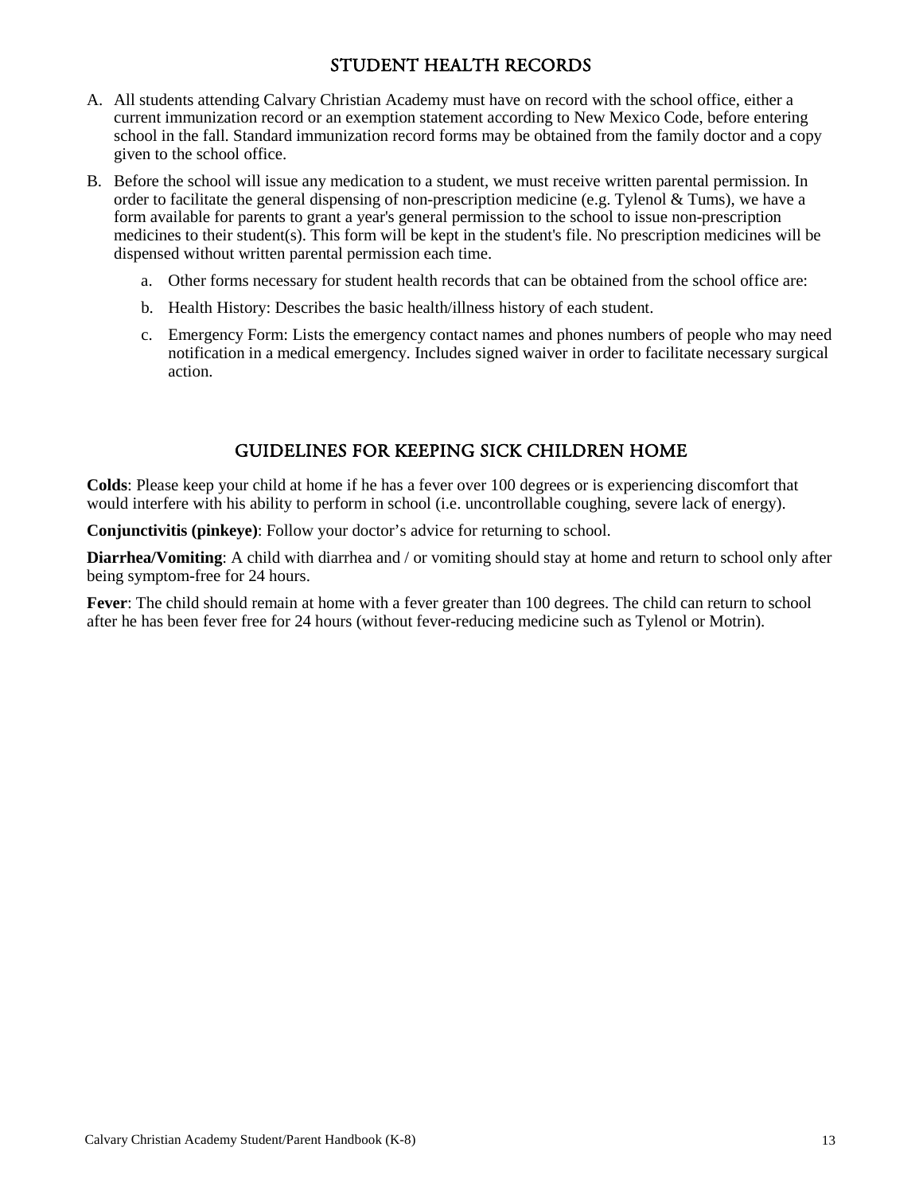## STUDENT HEALTH RECORDS

A. All students attending Calvary Christian Academy must have on record with the school office, either a current immunization record or an exemption statement according to New Mexico Code, before entering school in the fall. Standard immunization record forms may be obtained from the family doctor and a copy given to the school office.

B. Before the school will issue any medication to a student, we must receive written parental permission. In order to facilitate the general dispensing of non-prescription medicine (e.g. Tylenol & Tums), we have a form available for parents to grant a year's general permission to the school to issue non-prescription medicines to their student(s). This form will be kept in the student's file. No prescription medicines will be dispensed without written parental permission each time.

   a. Other forms necessary for student health records that can be obtained from the school office are:

   b. Health History: Describes the basic health/illness history of each student.

   c. Emergency Form: Lists the emergency contact names and phones numbers of people who may need notification in a medical emergency. Includes signed waiver in order to facilitate necessary surgical action.

## GUIDELINES FOR KEEPING SICK CHILDREN HOME

**Colds**: Please keep your child at home if he has a fever over 100 degrees or is experiencing discomfort that would interfere with his ability to perform in school (i.e. uncontrollable coughing, severe lack of energy).

**Conjunctivitis (pinkeye)**: Follow your doctor's advice for returning to school.

**Diarrhea/Vomiting**: A child with diarrhea and / or vomiting should stay at home and return to school only after being symptom-free for 24 hours.

**Fever**: The child should remain at home with a fever greater than 100 degrees. The child can return to school after he has been fever free for 24 hours (without fever-reducing medicine such as Tylenol or Motrin).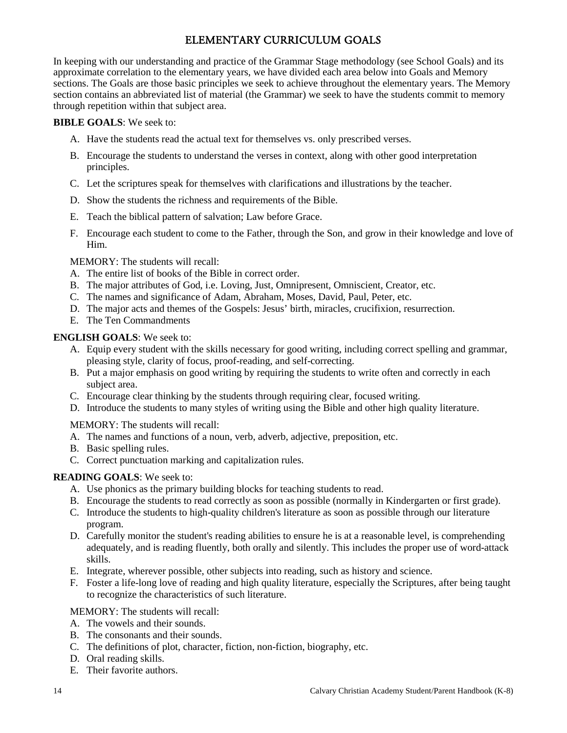# ELEMENTARY CURRICULUM GOALS

In keeping with our understanding and practice of the Grammar Stage methodology (see School Goals) and its approximate correlation to the elementary years, we have divided each area below into Goals and Memory sections. The Goals are those basic principles we seek to achieve throughout the elementary years. The Memory section contains an abbreviated list of material (the Grammar) we seek to have the students commit to memory through repetition within that subject area.

**BIBLE GOALS**: We seek to:

A. Have the students read the actual text for themselves vs. only prescribed verses.

B. Encourage the students to understand the verses in context, along with other good interpretation principles.

C. Let the scriptures speak for themselves with clarifications and illustrations by the teacher.

D. Show the students the richness and requirements of the Bible.

E. Teach the biblical pattern of salvation; Law before Grace.

F. Encourage each student to come to the Father, through the Son, and grow in their knowledge and love of Him.

MEMORY: The students will recall:

A. The entire list of books of the Bible in correct order.
B. The major attributes of God, i.e. Loving, Just, Omnipresent, Omniscient, Creator, etc.
C. The names and significance of Adam, Abraham, Moses, David, Paul, Peter, etc.
D. The major acts and themes of the Gospels: Jesus' birth, miracles, crucifixion, resurrection.
E. The Ten Commandments

**ENGLISH GOALS**: We seek to:

A. Equip every student with the skills necessary for good writing, including correct spelling and grammar, pleasing style, clarity of focus, proof-reading, and self-correcting.
B. Put a major emphasis on good writing by requiring the students to write often and correctly in each subject area.
C. Encourage clear thinking by the students through requiring clear, focused writing.
D. Introduce the students to many styles of writing using the Bible and other high quality literature.

MEMORY: The students will recall:

A. The names and functions of a noun, verb, adverb, adjective, preposition, etc.
B. Basic spelling rules.
C. Correct punctuation marking and capitalization rules.

**READING GOALS**: We seek to:

A. Use phonics as the primary building blocks for teaching students to read.
B. Encourage the students to read correctly as soon as possible (normally in Kindergarten or first grade).
C. Introduce the students to high-quality children's literature as soon as possible through our literature program.
D. Carefully monitor the student's reading abilities to ensure he is at a reasonable level, is comprehending adequately, and is reading fluently, both orally and silently. This includes the proper use of word-attack skills.
E. Integrate, wherever possible, other subjects into reading, such as history and science.
F. Foster a life-long love of reading and high quality literature, especially the Scriptures, after being taught to recognize the characteristics of such literature.

MEMORY: The students will recall:

A. The vowels and their sounds.
B. The consonants and their sounds.
C. The definitions of plot, character, fiction, non-fiction, biography, etc.
D. Oral reading skills.
E. Their favorite authors.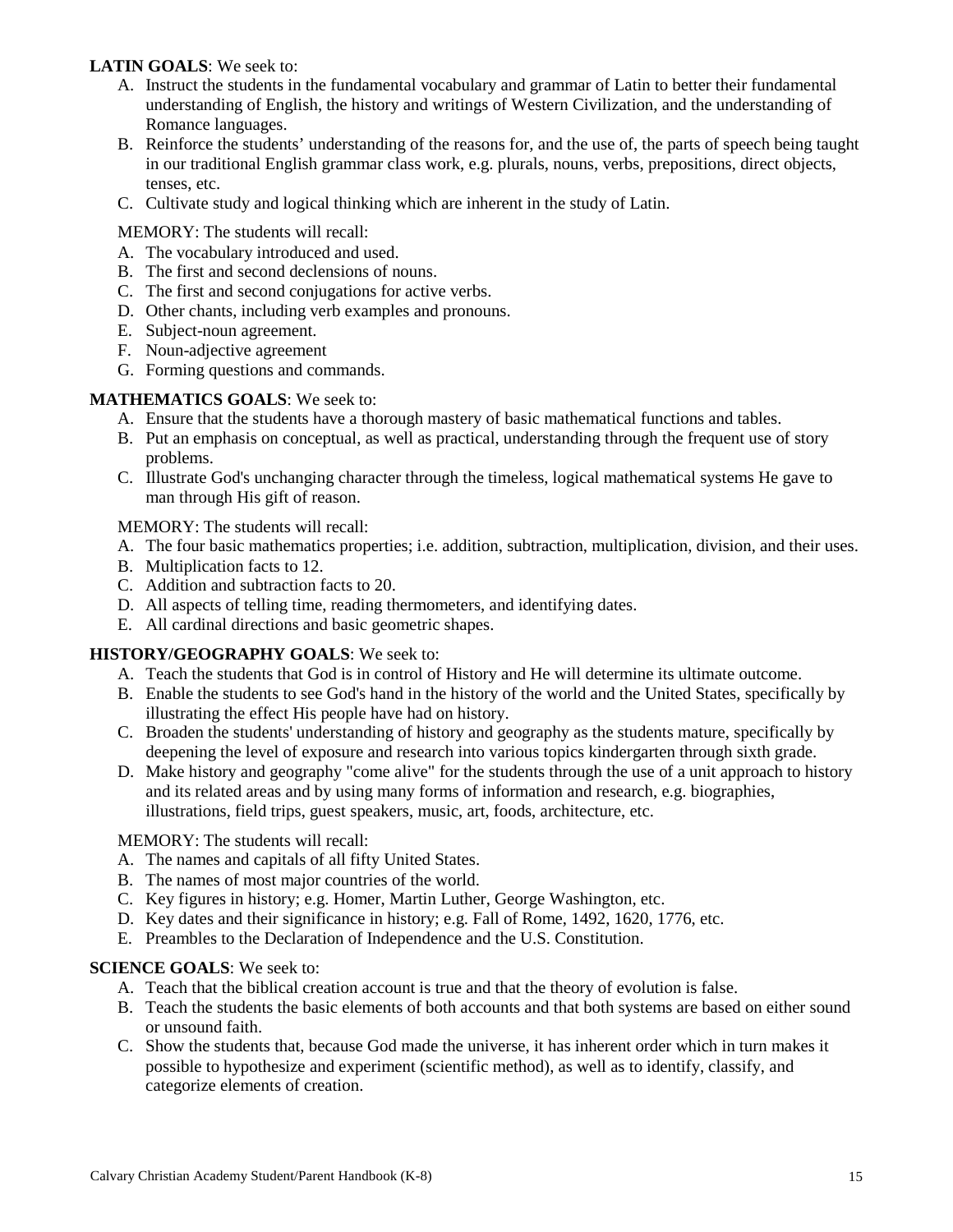**LATIN GOALS**: We seek to:

A. Instruct the students in the fundamental vocabulary and grammar of Latin to better their fundamental understanding of English, the history and writings of Western Civilization, and the understanding of Romance languages.
B. Reinforce the students' understanding of the reasons for, and the use of, the parts of speech being taught in our traditional English grammar class work, e.g. plurals, nouns, verbs, prepositions, direct objects, tenses, etc.
C. Cultivate study and logical thinking which are inherent in the study of Latin.

MEMORY: The students will recall:

A. The vocabulary introduced and used.
B. The first and second declensions of nouns.
C. The first and second conjugations for active verbs.
D. Other chants, including verb examples and pronouns.
E. Subject-noun agreement.
F. Noun-adjective agreement
G. Forming questions and commands.

**MATHEMATICS GOALS**: We seek to:

A. Ensure that the students have a thorough mastery of basic mathematical functions and tables.
B. Put an emphasis on conceptual, as well as practical, understanding through the frequent use of story problems.
C. Illustrate God's unchanging character through the timeless, logical mathematical systems He gave to man through His gift of reason.

MEMORY: The students will recall:

A. The four basic mathematics properties; i.e. addition, subtraction, multiplication, division, and their uses.
B. Multiplication facts to 12.
C. Addition and subtraction facts to 20.
D. All aspects of telling time, reading thermometers, and identifying dates.
E. All cardinal directions and basic geometric shapes.

**HISTORY/GEOGRAPHY GOALS**: We seek to:

A. Teach the students that God is in control of History and He will determine its ultimate outcome.
B. Enable the students to see God's hand in the history of the world and the United States, specifically by illustrating the effect His people have had on history.
C. Broaden the students' understanding of history and geography as the students mature, specifically by deepening the level of exposure and research into various topics kindergarten through sixth grade.
D. Make history and geography "come alive" for the students through the use of a unit approach to history and its related areas and by using many forms of information and research, e.g. biographies, illustrations, field trips, guest speakers, music, art, foods, architecture, etc.

MEMORY: The students will recall:

A. The names and capitals of all fifty United States.
B. The names of most major countries of the world.
C. Key figures in history; e.g. Homer, Martin Luther, George Washington, etc.
D. Key dates and their significance in history; e.g. Fall of Rome, 1492, 1620, 1776, etc.
E. Preambles to the Declaration of Independence and the U.S. Constitution.

**SCIENCE GOALS**: We seek to:

A. Teach that the biblical creation account is true and that the theory of evolution is false.
B. Teach the students the basic elements of both accounts and that both systems are based on either sound or unsound faith.
C. Show the students that, because God made the universe, it has inherent order which in turn makes it possible to hypothesize and experiment (scientific method), as well as to identify, classify, and categorize elements of creation.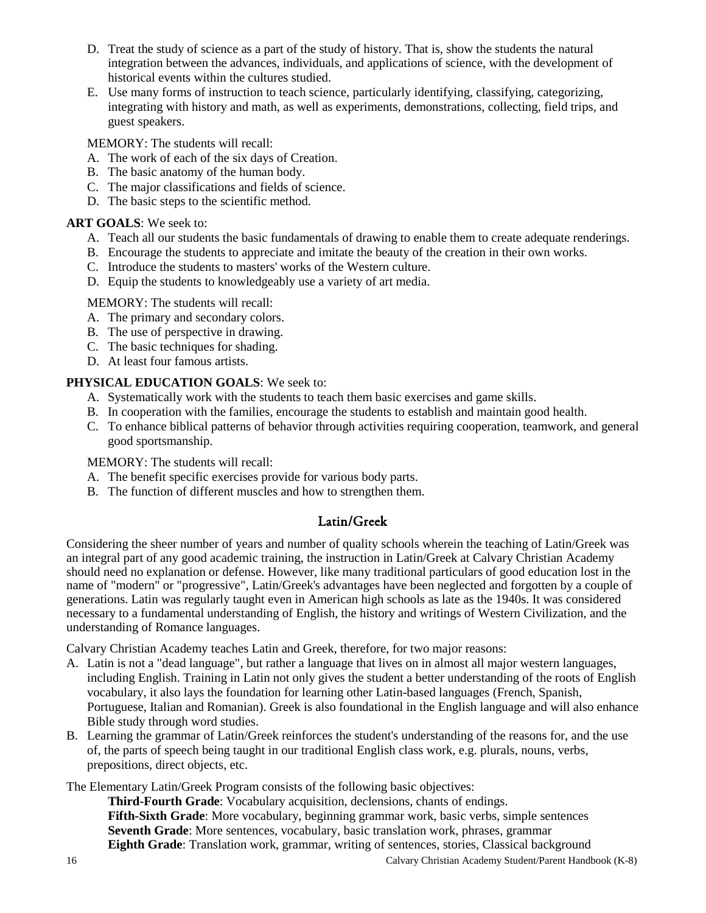D. Treat the study of science as a part of the study of history. That is, show the students the natural integration between the advances, individuals, and applications of science, with the development of historical events within the cultures studied.
E. Use many forms of instruction to teach science, particularly identifying, classifying, categorizing, integrating with history and math, as well as experiments, demonstrations, collecting, field trips, and guest speakers.

MEMORY: The students will recall:

A. The work of each of the six days of Creation.
B. The basic anatomy of the human body.
C. The major classifications and fields of science.
D. The basic steps to the scientific method.

**ART GOALS**: We seek to:

A. Teach all our students the basic fundamentals of drawing to enable them to create adequate renderings.
B. Encourage the students to appreciate and imitate the beauty of the creation in their own works.
C. Introduce the students to masters' works of the Western culture.
D. Equip the students to knowledgeably use a variety of art media.

MEMORY: The students will recall:

A. The primary and secondary colors.
B. The use of perspective in drawing.
C. The basic techniques for shading.
D. At least four famous artists.

**PHYSICAL EDUCATION GOALS**: We seek to:

A. Systematically work with the students to teach them basic exercises and game skills.
B. In cooperation with the families, encourage the students to establish and maintain good health.
C. To enhance biblical patterns of behavior through activities requiring cooperation, teamwork, and general good sportsmanship.

MEMORY: The students will recall:

A. The benefit specific exercises provide for various body parts.
B. The function of different muscles and how to strengthen them.

## Latin/Greek

Considering the sheer number of years and number of quality schools wherein the teaching of Latin/Greek was an integral part of any good academic training, the instruction in Latin/Greek at Calvary Christian Academy should need no explanation or defense. However, like many traditional particulars of good education lost in the name of "modern" or "progressive", Latin/Greek's advantages have been neglected and forgotten by a couple of generations. Latin was regularly taught even in American high schools as late as the 1940s. It was considered necessary to a fundamental understanding of English, the history and writings of Western Civilization, and the understanding of Romance languages.

Calvary Christian Academy teaches Latin and Greek, therefore, for two major reasons:

A. Latin is not a "dead language", but rather a language that lives on in almost all major western languages, including English. Training in Latin not only gives the student a better understanding of the roots of English vocabulary, it also lays the foundation for learning other Latin-based languages (French, Spanish, Portuguese, Italian and Romanian). Greek is also foundational in the English language and will also enhance Bible study through word studies.
B. Learning the grammar of Latin/Greek reinforces the student's understanding of the reasons for, and the use of, the parts of speech being taught in our traditional English class work, e.g. plurals, nouns, verbs, prepositions, direct objects, etc.

The Elementary Latin/Greek Program consists of the following basic objectives:

**Third-Fourth Grade**: Vocabulary acquisition, declensions, chants of endings.
**Fifth-Sixth Grade**: More vocabulary, beginning grammar work, basic verbs, simple sentences
**Seventh Grade**: More sentences, vocabulary, basic translation work, phrases, grammar
**Eighth Grade**: Translation work, grammar, writing of sentences, stories, Classical background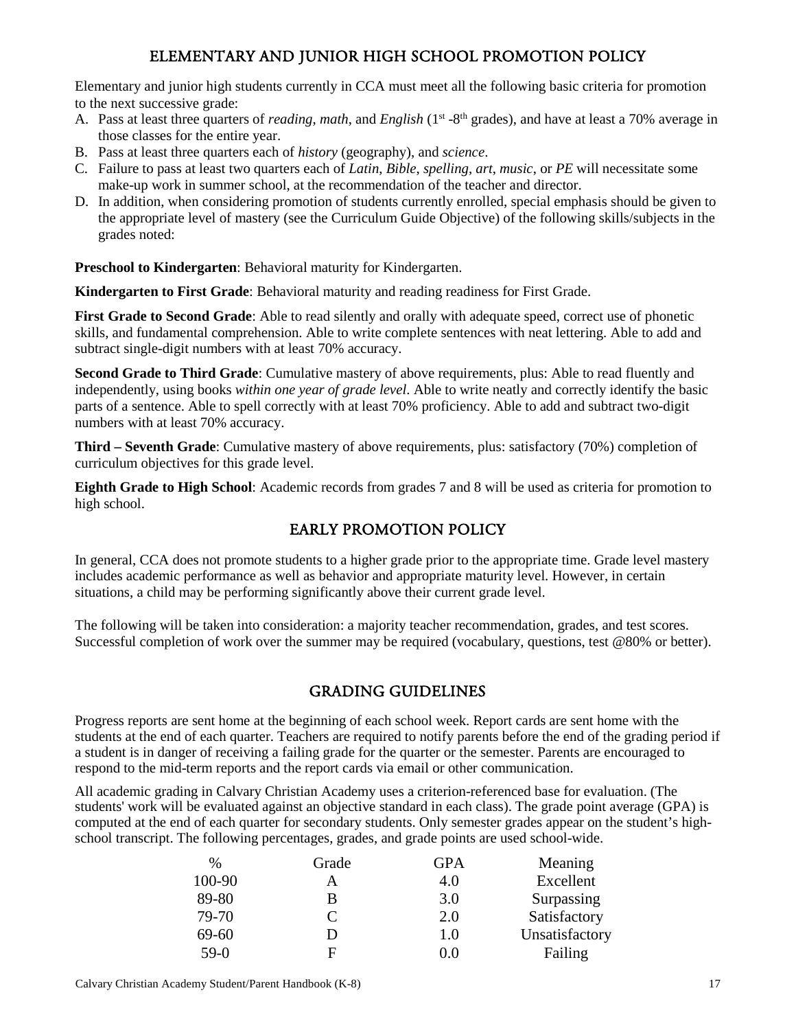## ELEMENTARY AND JUNIOR HIGH SCHOOL PROMOTION POLICY

Elementary and junior high students currently in CCA must meet all the following basic criteria for promotion to the next successive grade:

A. Pass at least three quarters of *reading*, *math*, and *English* (1st -8th grades), and have at least a 70% average in those classes for the entire year.
B. Pass at least three quarters each of *history* (geography), and *science*.
C. Failure to pass at least two quarters each of *Latin*, *Bible*, *spelling*, *art*, *music*, or *PE* will necessitate some make-up work in summer school, at the recommendation of the teacher and director.
D. In addition, when considering promotion of students currently enrolled, special emphasis should be given to the appropriate level of mastery (see the Curriculum Guide Objective) of the following skills/subjects in the grades noted:

**Preschool to Kindergarten**: Behavioral maturity for Kindergarten.

**Kindergarten to First Grade**: Behavioral maturity and reading readiness for First Grade.

**First Grade to Second Grade**: Able to read silently and orally with adequate speed, correct use of phonetic skills, and fundamental comprehension. Able to write complete sentences with neat lettering. Able to add and subtract single-digit numbers with at least 70% accuracy.

**Second Grade to Third Grade**: Cumulative mastery of above requirements, plus: Able to read fluently and independently, using books *within one year of grade level*. Able to write neatly and correctly identify the basic parts of a sentence. Able to spell correctly with at least 70% proficiency. Able to add and subtract two-digit numbers with at least 70% accuracy.

**Third – Seventh Grade**: Cumulative mastery of above requirements, plus: satisfactory (70%) completion of curriculum objectives for this grade level.

**Eighth Grade to High School**: Academic records from grades 7 and 8 will be used as criteria for promotion to high school.

## EARLY PROMOTION POLICY

In general, CCA does not promote students to a higher grade prior to the appropriate time. Grade level mastery includes academic performance as well as behavior and appropriate maturity level. However, in certain situations, a child may be performing significantly above their current grade level.

The following will be taken into consideration: a majority teacher recommendation, grades, and test scores. Successful completion of work over the summer may be required (vocabulary, questions, test @80% or better).

## GRADING GUIDELINES

Progress reports are sent home at the beginning of each school week. Report cards are sent home with the students at the end of each quarter. Teachers are required to notify parents before the end of the grading period if a student is in danger of receiving a failing grade for the quarter or the semester. Parents are encouraged to respond to the mid-term reports and the report cards via email or other communication.

All academic grading in Calvary Christian Academy uses a criterion-referenced base for evaluation. (The students' work will be evaluated against an objective standard in each class). The grade point average (GPA) is computed at the end of each quarter for secondary students. Only semester grades appear on the student's high-school transcript. The following percentages, grades, and grade points are used school-wide.

| % | Grade | GPA | Meaning |
|---|---|---|---|
| 100-90 | A | 4.0 | Excellent |
| 89-80 | B | 3.0 | Surpassing |
| 79-70 | C | 2.0 | Satisfactory |
| 69-60 | D | 1.0 | Unsatisfactory |
| 59-0 | F | 0.0 | Failing |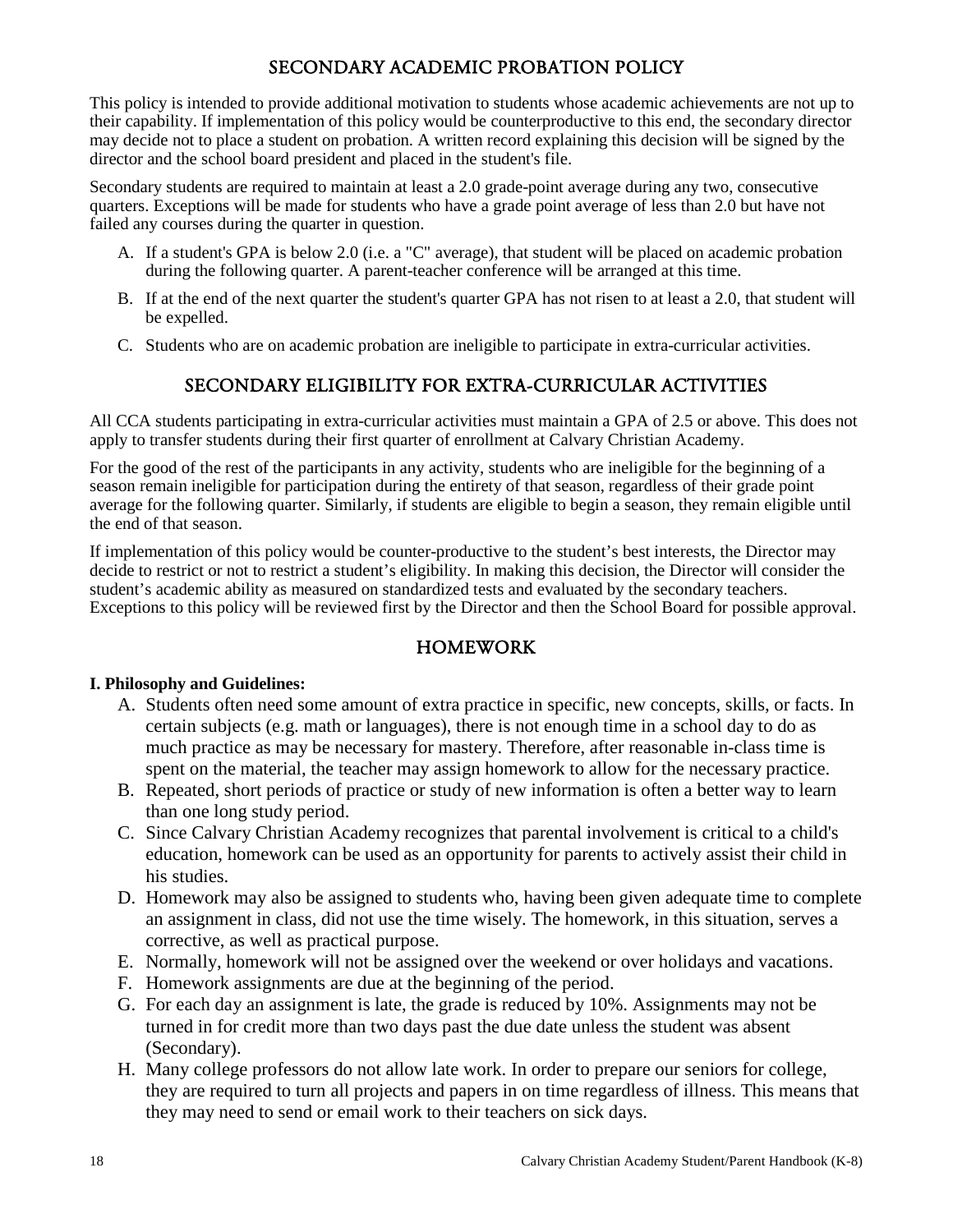## SECONDARY ACADEMIC PROBATION POLICY

This policy is intended to provide additional motivation to students whose academic achievements are not up to their capability. If implementation of this policy would be counterproductive to this end, the secondary director may decide not to place a student on probation. A written record explaining this decision will be signed by the director and the school board president and placed in the student's file.

Secondary students are required to maintain at least a 2.0 grade-point average during any two, consecutive quarters. Exceptions will be made for students who have a grade point average of less than 2.0 but have not failed any courses during the quarter in question.

A. If a student's GPA is below 2.0 (i.e. a "C" average), that student will be placed on academic probation during the following quarter. A parent-teacher conference will be arranged at this time.

B. If at the end of the next quarter the student's quarter GPA has not risen to at least a 2.0, that student will be expelled.

C. Students who are on academic probation are ineligible to participate in extra-curricular activities.

## SECONDARY ELIGIBILITY FOR EXTRA-CURRICULAR ACTIVITIES

All CCA students participating in extra-curricular activities must maintain a GPA of 2.5 or above. This does not apply to transfer students during their first quarter of enrollment at Calvary Christian Academy.

For the good of the rest of the participants in any activity, students who are ineligible for the beginning of a season remain ineligible for participation during the entirety of that season, regardless of their grade point average for the following quarter. Similarly, if students are eligible to begin a season, they remain eligible until the end of that season.

If implementation of this policy would be counter-productive to the student's best interests, the Director may decide to restrict or not to restrict a student's eligibility. In making this decision, the Director will consider the student's academic ability as measured on standardized tests and evaluated by the secondary teachers. Exceptions to this policy will be reviewed first by the Director and then the School Board for possible approval.

## HOMEWORK

**I. Philosophy and Guidelines:**

A. Students often need some amount of extra practice in specific, new concepts, skills, or facts. In certain subjects (e.g. math or languages), there is not enough time in a school day to do as much practice as may be necessary for mastery. Therefore, after reasonable in-class time is spent on the material, the teacher may assign homework to allow for the necessary practice.

B. Repeated, short periods of practice or study of new information is often a better way to learn than one long study period.

C. Since Calvary Christian Academy recognizes that parental involvement is critical to a child's education, homework can be used as an opportunity for parents to actively assist their child in his studies.

D. Homework may also be assigned to students who, having been given adequate time to complete an assignment in class, did not use the time wisely. The homework, in this situation, serves a corrective, as well as practical purpose.

E. Normally, homework will not be assigned over the weekend or over holidays and vacations.

F. Homework assignments are due at the beginning of the period.

G. For each day an assignment is late, the grade is reduced by 10%. Assignments may not be turned in for credit more than two days past the due date unless the student was absent (Secondary).

H. Many college professors do not allow late work. In order to prepare our seniors for college, they are required to turn all projects and papers in on time regardless of illness. This means that they may need to send or email work to their teachers on sick days.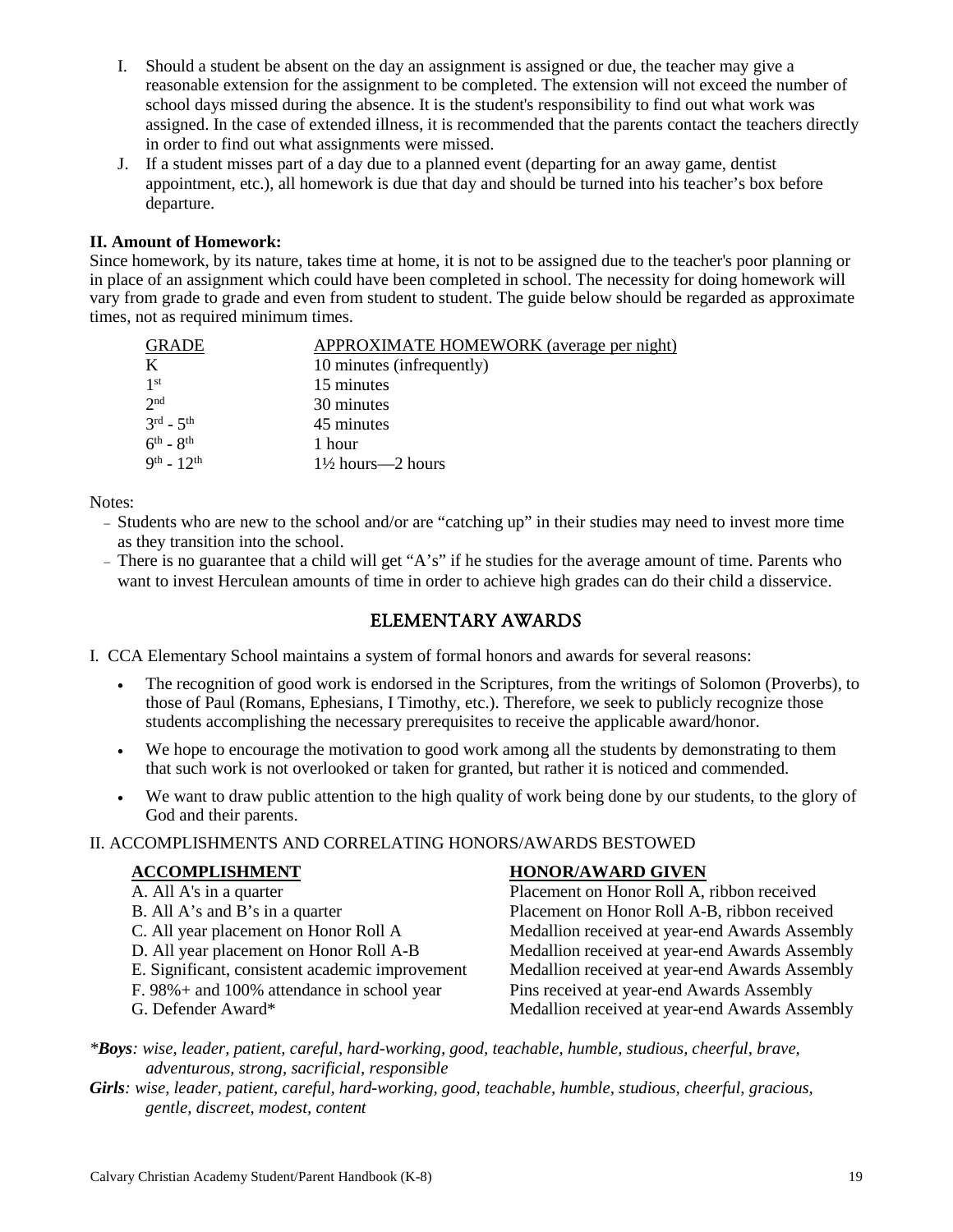I. Should a student be absent on the day an assignment is assigned or due, the teacher may give a reasonable extension for the assignment to be completed. The extension will not exceed the number of school days missed during the absence. It is the student's responsibility to find out what work was assigned. In the case of extended illness, it is recommended that the parents contact the teachers directly in order to find out what assignments were missed.

J. If a student misses part of a day due to a planned event (departing for an away game, dentist appointment, etc.), all homework is due that day and should be turned into his teacher's box before departure.

**II. Amount of Homework:**

Since homework, by its nature, takes time at home, it is not to be assigned due to the teacher's poor planning or in place of an assignment which could have been completed in school. The necessity for doing homework will vary from grade to grade and even from student to student. The guide below should be regarded as approximate times, not as required minimum times.

| GRADE | APPROXIMATE HOMEWORK (average per night) |
|---|---|
| K | 10 minutes (infrequently) |
| 1st | 15 minutes |
| 2nd | 30 minutes |
| 3rd - 5th | 45 minutes |
| 6th - 8th | 1 hour |
| 9th - 12th | 1½ hours—2 hours |

Notes:

- Students who are new to the school and/or are "catching up" in their studies may need to invest more time as they transition into the school.
- There is no guarantee that a child will get "A's" if he studies for the average amount of time. Parents who want to invest Herculean amounts of time in order to achieve high grades can do their child a disservice.

## ELEMENTARY AWARDS

I. CCA Elementary School maintains a system of formal honors and awards for several reasons:

- The recognition of good work is endorsed in the Scriptures, from the writings of Solomon (Proverbs), to those of Paul (Romans, Ephesians, I Timothy, etc.). Therefore, we seek to publicly recognize those students accomplishing the necessary prerequisites to receive the applicable award/honor.
- We hope to encourage the motivation to good work among all the students by demonstrating to them that such work is not overlooked or taken for granted, but rather it is noticed and commended.
- We want to draw public attention to the high quality of work being done by our students, to the glory of God and their parents.

II. ACCOMPLISHMENTS AND CORRELATING HONORS/AWARDS BESTOWED

| **ACCOMPLISHMENT** | **HONOR/AWARD GIVEN** |
|---|---|
| A. All A's in a quarter | Placement on Honor Roll A, ribbon received |
| B. All A's and B's in a quarter | Placement on Honor Roll A-B, ribbon received |
| C. All year placement on Honor Roll A | Medallion received at year-end Awards Assembly |
| D. All year placement on Honor Roll A-B | Medallion received at year-end Awards Assembly |
| E. Significant, consistent academic improvement | Medallion received at year-end Awards Assembly |
| F. 98%+ and 100% attendance in school year | Pins received at year-end Awards Assembly |
| G. Defender Award* | Medallion received at year-end Awards Assembly |

*\****Boys****: wise, leader, patient, careful, hard-working, good, teachable, humble, studious, cheerful, brave, adventurous, strong, sacrificial, responsible*

***Girls****: wise, leader, patient, careful, hard-working, good, teachable, humble, studious, cheerful, gracious, gentle, discreet, modest, content*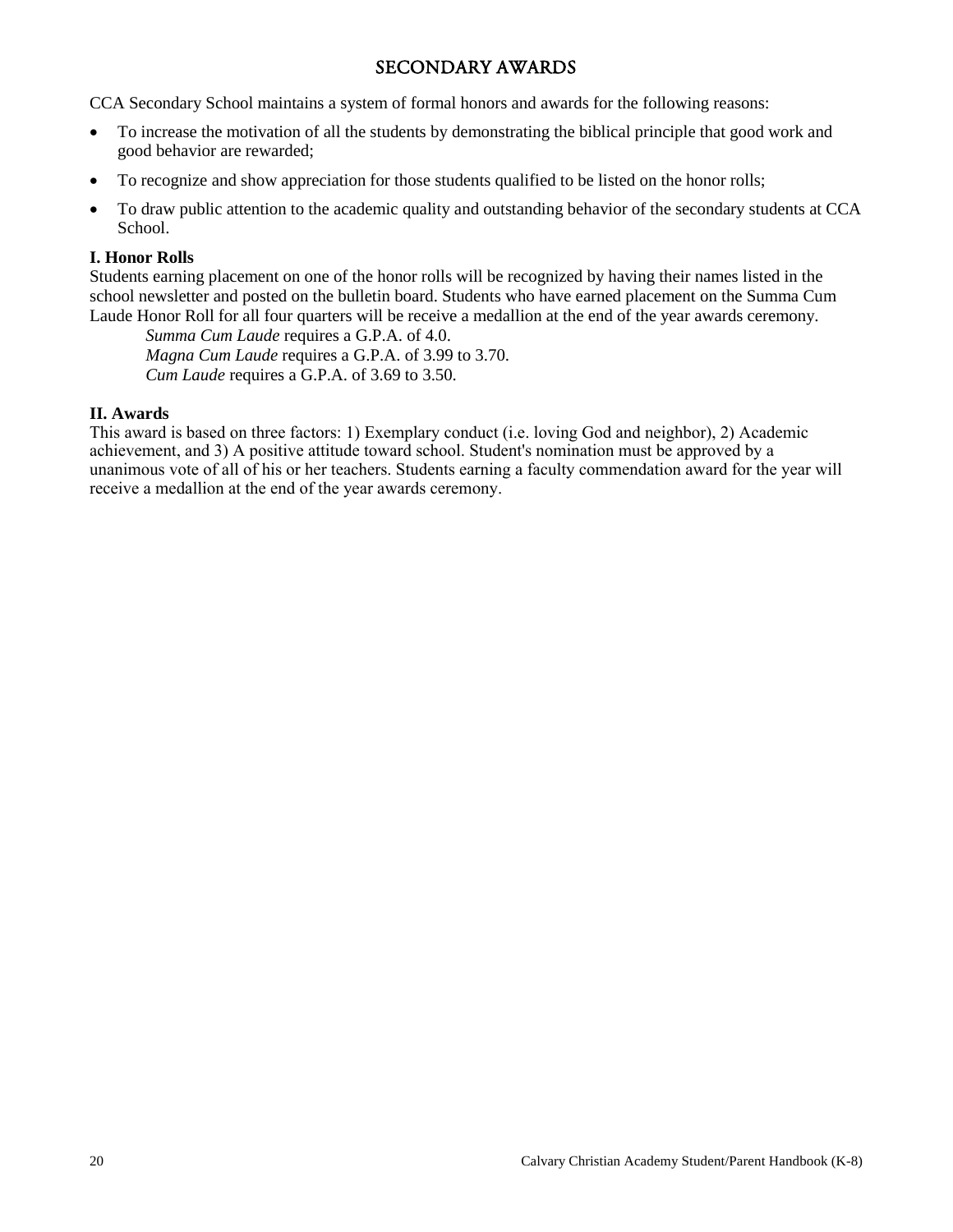# SECONDARY AWARDS

CCA Secondary School maintains a system of formal honors and awards for the following reasons:

- To increase the motivation of all the students by demonstrating the biblical principle that good work and good behavior are rewarded;
- To recognize and show appreciation for those students qualified to be listed on the honor rolls;
- To draw public attention to the academic quality and outstanding behavior of the secondary students at CCA School.

**I. Honor Rolls**

Students earning placement on one of the honor rolls will be recognized by having their names listed in the school newsletter and posted on the bulletin board. Students who have earned placement on the Summa Cum Laude Honor Roll for all four quarters will be receive a medallion at the end of the year awards ceremony.

*Summa Cum Laude* requires a G.P.A. of 4.0.
*Magna Cum Laude* requires a G.P.A. of 3.99 to 3.70.
*Cum Laude* requires a G.P.A. of 3.69 to 3.50.

**II. Awards**

This award is based on three factors: 1) Exemplary conduct (i.e. loving God and neighbor), 2) Academic achievement, and 3) A positive attitude toward school. Student's nomination must be approved by a unanimous vote of all of his or her teachers. Students earning a faculty commendation award for the year will receive a medallion at the end of the year awards ceremony.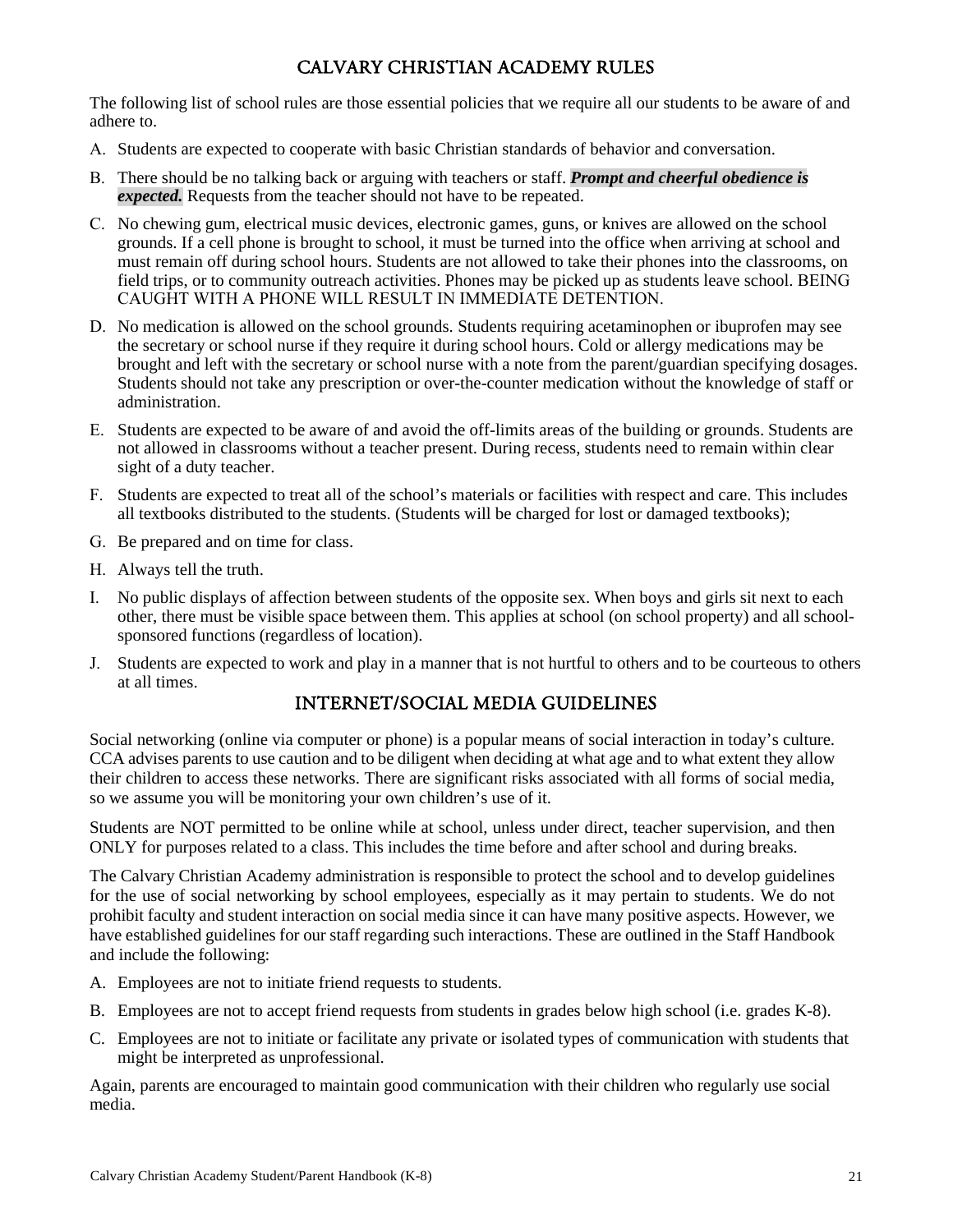## CALVARY CHRISTIAN ACADEMY RULES

The following list of school rules are those essential policies that we require all our students to be aware of and adhere to.

A. Students are expected to cooperate with basic Christian standards of behavior and conversation.

B. There should be no talking back or arguing with teachers or staff. ***Prompt and cheerful obedience is expected.*** Requests from the teacher should not have to be repeated.

C. No chewing gum, electrical music devices, electronic games, guns, or knives are allowed on the school grounds. If a cell phone is brought to school, it must be turned into the office when arriving at school and must remain off during school hours. Students are not allowed to take their phones into the classrooms, on field trips, or to community outreach activities. Phones may be picked up as students leave school. BEING CAUGHT WITH A PHONE WILL RESULT IN IMMEDIATE DETENTION.

D. No medication is allowed on the school grounds. Students requiring acetaminophen or ibuprofen may see the secretary or school nurse if they require it during school hours. Cold or allergy medications may be brought and left with the secretary or school nurse with a note from the parent/guardian specifying dosages. Students should not take any prescription or over-the-counter medication without the knowledge of staff or administration.

E. Students are expected to be aware of and avoid the off-limits areas of the building or grounds. Students are not allowed in classrooms without a teacher present. During recess, students need to remain within clear sight of a duty teacher.

F. Students are expected to treat all of the school's materials or facilities with respect and care. This includes all textbooks distributed to the students. (Students will be charged for lost or damaged textbooks);

G. Be prepared and on time for class.

H. Always tell the truth.

I. No public displays of affection between students of the opposite sex. When boys and girls sit next to each other, there must be visible space between them. This applies at school (on school property) and all school-sponsored functions (regardless of location).

J. Students are expected to work and play in a manner that is not hurtful to others and to be courteous to others at all times.

## INTERNET/SOCIAL MEDIA GUIDELINES

Social networking (online via computer or phone) is a popular means of social interaction in today's culture. CCA advises parents to use caution and to be diligent when deciding at what age and to what extent they allow their children to access these networks. There are significant risks associated with all forms of social media, so we assume you will be monitoring your own children's use of it.

Students are NOT permitted to be online while at school, unless under direct, teacher supervision, and then ONLY for purposes related to a class. This includes the time before and after school and during breaks.

The Calvary Christian Academy administration is responsible to protect the school and to develop guidelines for the use of social networking by school employees, especially as it may pertain to students. We do not prohibit faculty and student interaction on social media since it can have many positive aspects. However, we have established guidelines for our staff regarding such interactions. These are outlined in the Staff Handbook and include the following:

A. Employees are not to initiate friend requests to students.

B. Employees are not to accept friend requests from students in grades below high school (i.e. grades K-8).

C. Employees are not to initiate or facilitate any private or isolated types of communication with students that might be interpreted as unprofessional.

Again, parents are encouraged to maintain good communication with their children who regularly use social media.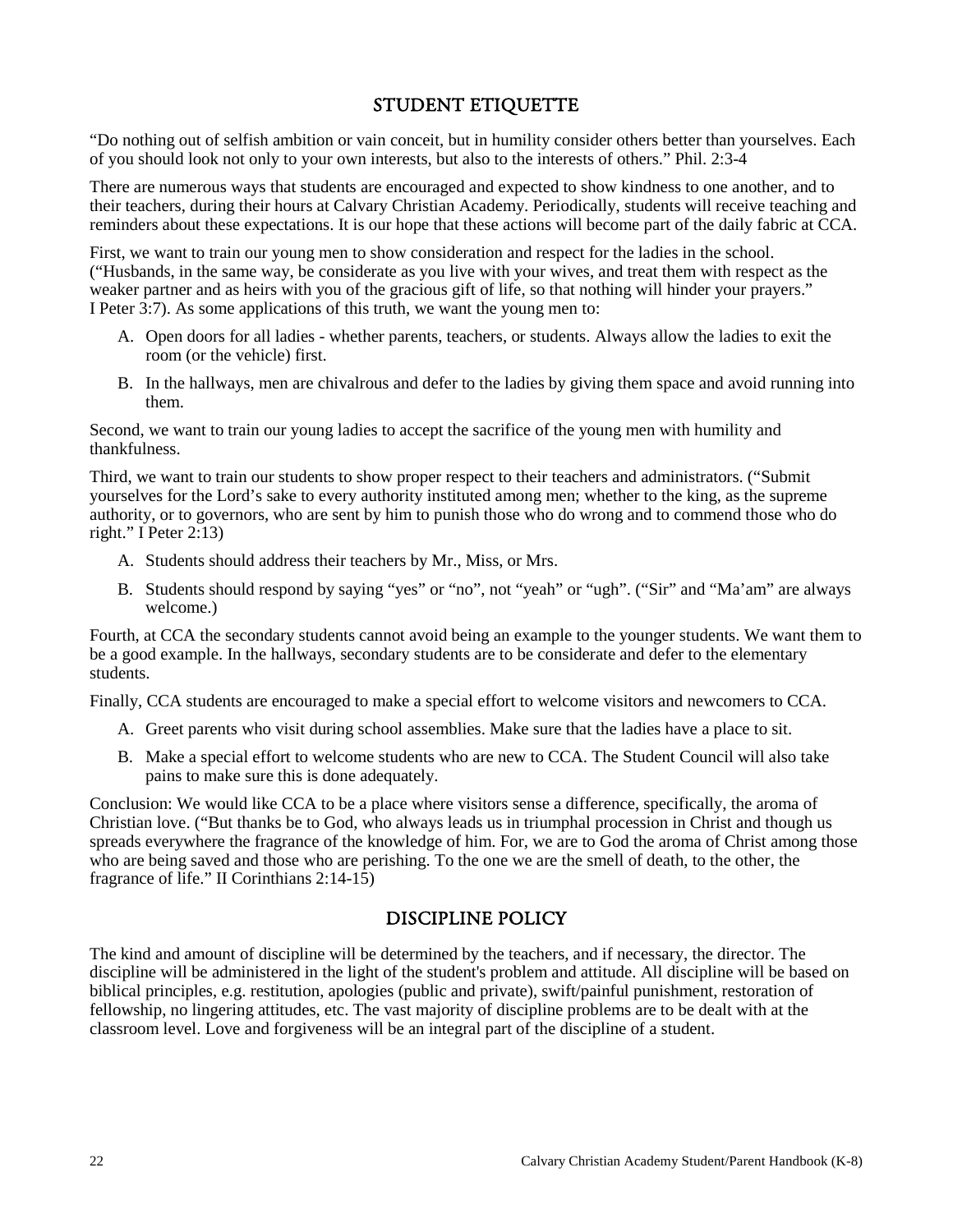## STUDENT ETIQUETTE

"Do nothing out of selfish ambition or vain conceit, but in humility consider others better than yourselves. Each of you should look not only to your own interests, but also to the interests of others." Phil. 2:3-4

There are numerous ways that students are encouraged and expected to show kindness to one another, and to their teachers, during their hours at Calvary Christian Academy. Periodically, students will receive teaching and reminders about these expectations. It is our hope that these actions will become part of the daily fabric at CCA.

First, we want to train our young men to show consideration and respect for the ladies in the school. ("Husbands, in the same way, be considerate as you live with your wives, and treat them with respect as the weaker partner and as heirs with you of the gracious gift of life, so that nothing will hinder your prayers." I Peter 3:7). As some applications of this truth, we want the young men to:

A. Open doors for all ladies - whether parents, teachers, or students. Always allow the ladies to exit the room (or the vehicle) first.

B. In the hallways, men are chivalrous and defer to the ladies by giving them space and avoid running into them.

Second, we want to train our young ladies to accept the sacrifice of the young men with humility and thankfulness.

Third, we want to train our students to show proper respect to their teachers and administrators. ("Submit yourselves for the Lord's sake to every authority instituted among men; whether to the king, as the supreme authority, or to governors, who are sent by him to punish those who do wrong and to commend those who do right." I Peter 2:13)

A. Students should address their teachers by Mr., Miss, or Mrs.

B. Students should respond by saying "yes" or "no", not "yeah" or "ugh". ("Sir" and "Ma'am" are always welcome.)

Fourth, at CCA the secondary students cannot avoid being an example to the younger students. We want them to be a good example. In the hallways, secondary students are to be considerate and defer to the elementary students.

Finally, CCA students are encouraged to make a special effort to welcome visitors and newcomers to CCA.

A. Greet parents who visit during school assemblies. Make sure that the ladies have a place to sit.

B. Make a special effort to welcome students who are new to CCA. The Student Council will also take pains to make sure this is done adequately.

Conclusion: We would like CCA to be a place where visitors sense a difference, specifically, the aroma of Christian love. ("But thanks be to God, who always leads us in triumphal procession in Christ and though us spreads everywhere the fragrance of the knowledge of him. For, we are to God the aroma of Christ among those who are being saved and those who are perishing. To the one we are the smell of death, to the other, the fragrance of life." II Corinthians 2:14-15)

## DISCIPLINE POLICY

The kind and amount of discipline will be determined by the teachers, and if necessary, the director. The discipline will be administered in the light of the student's problem and attitude. All discipline will be based on biblical principles, e.g. restitution, apologies (public and private), swift/painful punishment, restoration of fellowship, no lingering attitudes, etc. The vast majority of discipline problems are to be dealt with at the classroom level. Love and forgiveness will be an integral part of the discipline of a student.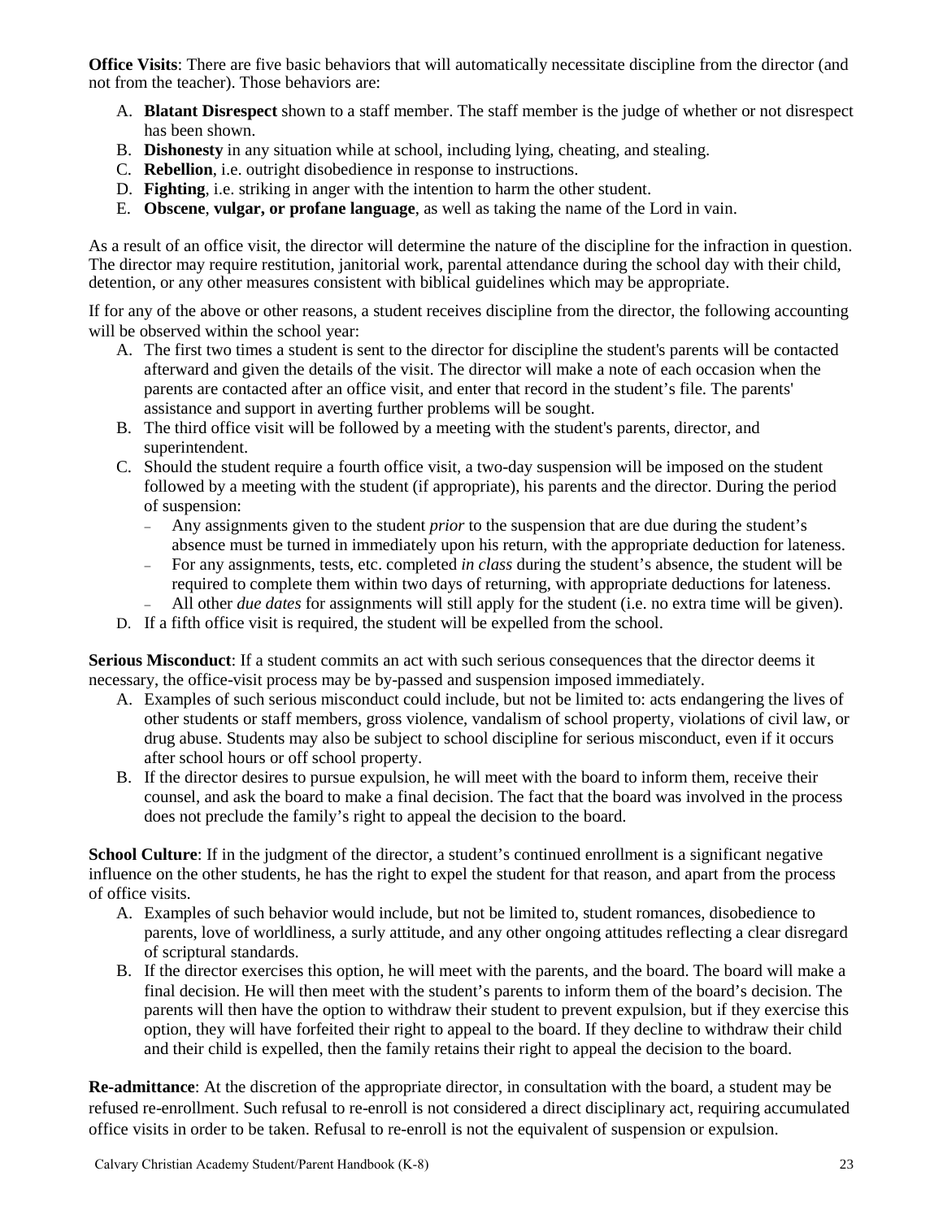**Office Visits**: There are five basic behaviors that will automatically necessitate discipline from the director (and not from the teacher). Those behaviors are:

A. **Blatant Disrespect** shown to a staff member. The staff member is the judge of whether or not disrespect has been shown.
B. **Dishonesty** in any situation while at school, including lying, cheating, and stealing.
C. **Rebellion**, i.e. outright disobedience in response to instructions.
D. **Fighting**, i.e. striking in anger with the intention to harm the other student.
E. **Obscene**, **vulgar, or profane language**, as well as taking the name of the Lord in vain.

As a result of an office visit, the director will determine the nature of the discipline for the infraction in question. The director may require restitution, janitorial work, parental attendance during the school day with their child, detention, or any other measures consistent with biblical guidelines which may be appropriate.

If for any of the above or other reasons, a student receives discipline from the director, the following accounting will be observed within the school year:

A. The first two times a student is sent to the director for discipline the student's parents will be contacted afterward and given the details of the visit. The director will make a note of each occasion when the parents are contacted after an office visit, and enter that record in the student's file. The parents' assistance and support in averting further problems will be sought.
B. The third office visit will be followed by a meeting with the student's parents, director, and superintendent.
C. Should the student require a fourth office visit, a two-day suspension will be imposed on the student followed by a meeting with the student (if appropriate), his parents and the director. During the period of suspension:
   - Any assignments given to the student *prior* to the suspension that are due during the student's absence must be turned in immediately upon his return, with the appropriate deduction for lateness.
   - For any assignments, tests, etc. completed *in class* during the student's absence, the student will be required to complete them within two days of returning, with appropriate deductions for lateness.
   - All other *due dates* for assignments will still apply for the student (i.e. no extra time will be given).
D. If a fifth office visit is required, the student will be expelled from the school.

**Serious Misconduct**: If a student commits an act with such serious consequences that the director deems it necessary, the office-visit process may be by-passed and suspension imposed immediately.

A. Examples of such serious misconduct could include, but not be limited to: acts endangering the lives of other students or staff members, gross violence, vandalism of school property, violations of civil law, or drug abuse. Students may also be subject to school discipline for serious misconduct, even if it occurs after school hours or off school property.
B. If the director desires to pursue expulsion, he will meet with the board to inform them, receive their counsel, and ask the board to make a final decision. The fact that the board was involved in the process does not preclude the family's right to appeal the decision to the board.

**School Culture**: If in the judgment of the director, a student's continued enrollment is a significant negative influence on the other students, he has the right to expel the student for that reason, and apart from the process of office visits.

A. Examples of such behavior would include, but not be limited to, student romances, disobedience to parents, love of worldliness, a surly attitude, and any other ongoing attitudes reflecting a clear disregard of scriptural standards.
B. If the director exercises this option, he will meet with the parents, and the board. The board will make a final decision. He will then meet with the student's parents to inform them of the board's decision. The parents will then have the option to withdraw their student to prevent expulsion, but if they exercise this option, they will have forfeited their right to appeal to the board. If they decline to withdraw their child and their child is expelled, then the family retains their right to appeal the decision to the board.

**Re-admittance**: At the discretion of the appropriate director, in consultation with the board, a student may be refused re-enrollment. Such refusal to re-enroll is not considered a direct disciplinary act, requiring accumulated office visits in order to be taken. Refusal to re-enroll is not the equivalent of suspension or expulsion.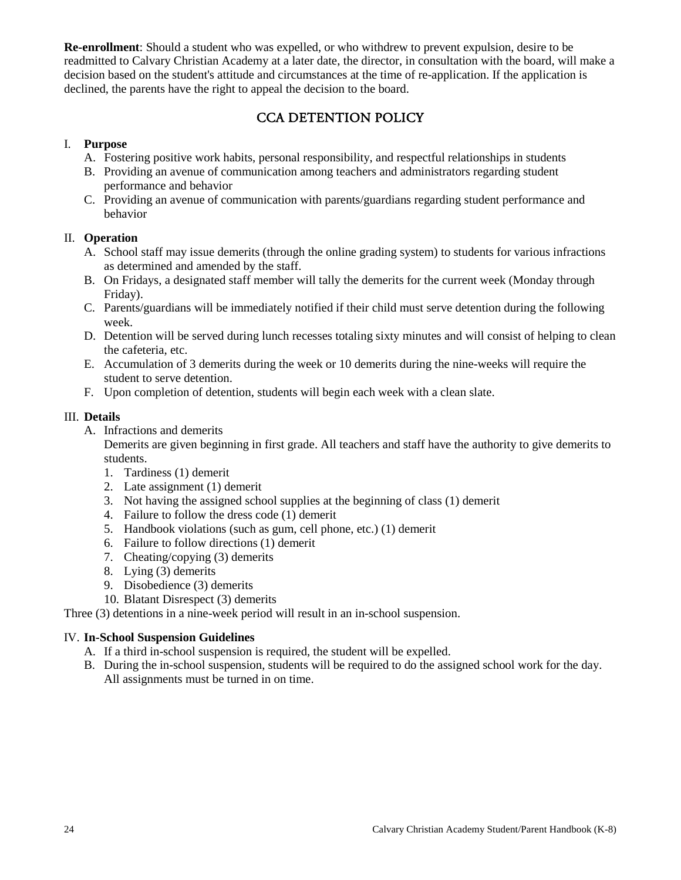**Re-enrollment**: Should a student who was expelled, or who withdrew to prevent expulsion, desire to be readmitted to Calvary Christian Academy at a later date, the director, in consultation with the board, will make a decision based on the student's attitude and circumstances at the time of re-application. If the application is declined, the parents have the right to appeal the decision to the board.

## CCA DETENTION POLICY

I. **Purpose**
   A. Fostering positive work habits, personal responsibility, and respectful relationships in students
   B. Providing an avenue of communication among teachers and administrators regarding student performance and behavior
   C. Providing an avenue of communication with parents/guardians regarding student performance and behavior

II. **Operation**
   A. School staff may issue demerits (through the online grading system) to students for various infractions as determined and amended by the staff.
   B. On Fridays, a designated staff member will tally the demerits for the current week (Monday through Friday).
   C. Parents/guardians will be immediately notified if their child must serve detention during the following week.
   D. Detention will be served during lunch recesses totaling sixty minutes and will consist of helping to clean the cafeteria, etc.
   E. Accumulation of 3 demerits during the week or 10 demerits during the nine-weeks will require the student to serve detention.
   F. Upon completion of detention, students will begin each week with a clean slate.

III. **Details**
   A. Infractions and demerits
   Demerits are given beginning in first grade. All teachers and staff have the authority to give demerits to students.
   1. Tardiness (1) demerit
   2. Late assignment (1) demerit
   3. Not having the assigned school supplies at the beginning of class (1) demerit
   4. Failure to follow the dress code (1) demerit
   5. Handbook violations (such as gum, cell phone, etc.) (1) demerit
   6. Failure to follow directions (1) demerit
   7. Cheating/copying (3) demerits
   8. Lying (3) demerits
   9. Disobedience (3) demerits
   10. Blatant Disrespect (3) demerits

Three (3) detentions in a nine-week period will result in an in-school suspension.

IV. **In-School Suspension Guidelines**
   A. If a third in-school suspension is required, the student will be expelled.
   B. During the in-school suspension, students will be required to do the assigned school work for the day. All assignments must be turned in on time.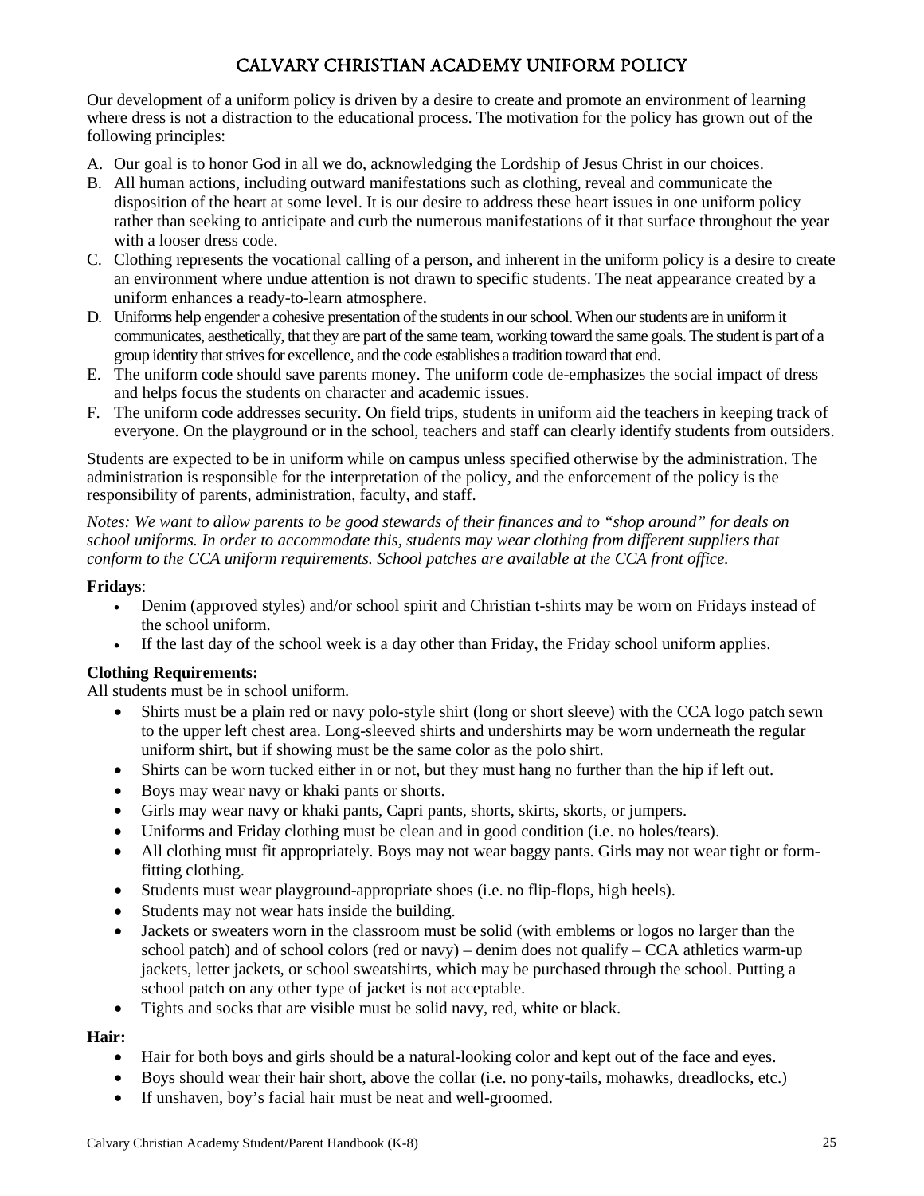# CALVARY CHRISTIAN ACADEMY UNIFORM POLICY

Our development of a uniform policy is driven by a desire to create and promote an environment of learning where dress is not a distraction to the educational process. The motivation for the policy has grown out of the following principles:

A. Our goal is to honor God in all we do, acknowledging the Lordship of Jesus Christ in our choices.
B. All human actions, including outward manifestations such as clothing, reveal and communicate the disposition of the heart at some level. It is our desire to address these heart issues in one uniform policy rather than seeking to anticipate and curb the numerous manifestations of it that surface throughout the year with a looser dress code.
C. Clothing represents the vocational calling of a person, and inherent in the uniform policy is a desire to create an environment where undue attention is not drawn to specific students. The neat appearance created by a uniform enhances a ready-to-learn atmosphere.
D. Uniforms help engender a cohesive presentation of the students in our school. When our students are in uniform it communicates, aesthetically, that they are part of the same team, working toward the same goals. The student is part of a group identity that strives for excellence, and the code establishes a tradition toward that end.
E. The uniform code should save parents money. The uniform code de-emphasizes the social impact of dress and helps focus the students on character and academic issues.
F. The uniform code addresses security. On field trips, students in uniform aid the teachers in keeping track of everyone. On the playground or in the school, teachers and staff can clearly identify students from outsiders.

Students are expected to be in uniform while on campus unless specified otherwise by the administration. The administration is responsible for the interpretation of the policy, and the enforcement of the policy is the responsibility of parents, administration, faculty, and staff.

*Notes: We want to allow parents to be good stewards of their finances and to "shop around" for deals on school uniforms. In order to accommodate this, students may wear clothing from different suppliers that conform to the CCA uniform requirements. School patches are available at the CCA front office.*

**Fridays**:

- Denim (approved styles) and/or school spirit and Christian t-shirts may be worn on Fridays instead of the school uniform.
- If the last day of the school week is a day other than Friday, the Friday school uniform applies.

**Clothing Requirements:**

All students must be in school uniform.

- Shirts must be a plain red or navy polo-style shirt (long or short sleeve) with the CCA logo patch sewn to the upper left chest area. Long-sleeved shirts and undershirts may be worn underneath the regular uniform shirt, but if showing must be the same color as the polo shirt.
- Shirts can be worn tucked either in or not, but they must hang no further than the hip if left out.
- Boys may wear navy or khaki pants or shorts.
- Girls may wear navy or khaki pants, Capri pants, shorts, skirts, skorts, or jumpers.
- Uniforms and Friday clothing must be clean and in good condition (i.e. no holes/tears).
- All clothing must fit appropriately. Boys may not wear baggy pants. Girls may not wear tight or form-fitting clothing.
- Students must wear playground-appropriate shoes (i.e. no flip-flops, high heels).
- Students may not wear hats inside the building.
- Jackets or sweaters worn in the classroom must be solid (with emblems or logos no larger than the school patch) and of school colors (red or navy) – denim does not qualify – CCA athletics warm-up jackets, letter jackets, or school sweatshirts, which may be purchased through the school. Putting a school patch on any other type of jacket is not acceptable.
- Tights and socks that are visible must be solid navy, red, white or black.

**Hair:**

- Hair for both boys and girls should be a natural-looking color and kept out of the face and eyes.
- Boys should wear their hair short, above the collar (i.e. no pony-tails, mohawks, dreadlocks, etc.)
- If unshaven, boy's facial hair must be neat and well-groomed.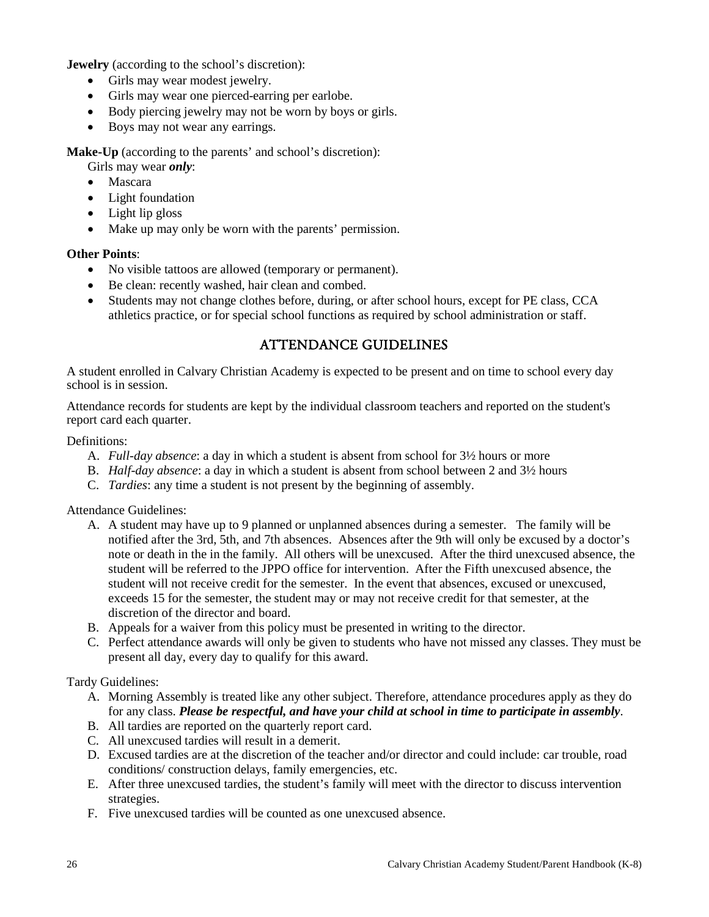**Jewelry** (according to the school's discretion):

- Girls may wear modest jewelry.
- Girls may wear one pierced-earring per earlobe.
- Body piercing jewelry may not be worn by boys or girls.
- Boys may not wear any earrings.

**Make-Up** (according to the parents' and school's discretion):

Girls may wear ***only***:

- Mascara
- Light foundation
- Light lip gloss
- Make up may only be worn with the parents' permission.

**Other Points**:

- No visible tattoos are allowed (temporary or permanent).
- Be clean: recently washed, hair clean and combed.
- Students may not change clothes before, during, or after school hours, except for PE class, CCA athletics practice, or for special school functions as required by school administration or staff.

## ATTENDANCE GUIDELINES

A student enrolled in Calvary Christian Academy is expected to be present and on time to school every day school is in session.

Attendance records for students are kept by the individual classroom teachers and reported on the student's report card each quarter.

Definitions:

A. *Full-day absence*: a day in which a student is absent from school for 3½ hours or more
B. *Half-day absence*: a day in which a student is absent from school between 2 and 3½ hours
C. *Tardies*: any time a student is not present by the beginning of assembly.

Attendance Guidelines:

A. A student may have up to 9 planned or unplanned absences during a semester. The family will be notified after the 3rd, 5th, and 7th absences. Absences after the 9th will only be excused by a doctor's note or death in the in the family. All others will be unexcused. After the third unexcused absence, the student will be referred to the JPPO office for intervention. After the Fifth unexcused absence, the student will not receive credit for the semester. In the event that absences, excused or unexcused, exceeds 15 for the semester, the student may or may not receive credit for that semester, at the discretion of the director and board.
B. Appeals for a waiver from this policy must be presented in writing to the director.
C. Perfect attendance awards will only be given to students who have not missed any classes. They must be present all day, every day to qualify for this award.

Tardy Guidelines:

A. Morning Assembly is treated like any other subject. Therefore, attendance procedures apply as they do for any class. ***Please be respectful, and have your child at school in time to participate in assembly***.
B. All tardies are reported on the quarterly report card.
C. All unexcused tardies will result in a demerit.
D. Excused tardies are at the discretion of the teacher and/or director and could include: car trouble, road conditions/ construction delays, family emergencies, etc.
E. After three unexcused tardies, the student's family will meet with the director to discuss intervention strategies.
F. Five unexcused tardies will be counted as one unexcused absence.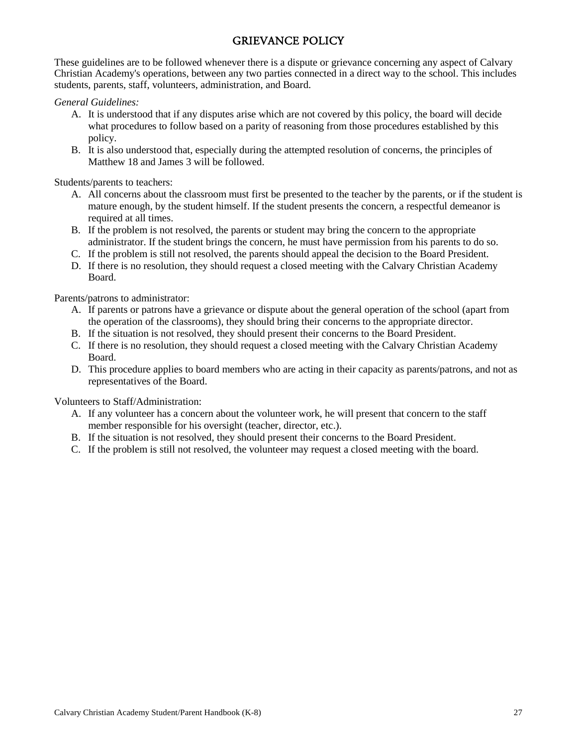# GRIEVANCE POLICY

These guidelines are to be followed whenever there is a dispute or grievance concerning any aspect of Calvary Christian Academy's operations, between any two parties connected in a direct way to the school. This includes students, parents, staff, volunteers, administration, and Board.

*General Guidelines:*

A. It is understood that if any disputes arise which are not covered by this policy, the board will decide what procedures to follow based on a parity of reasoning from those procedures established by this policy.
B. It is also understood that, especially during the attempted resolution of concerns, the principles of Matthew 18 and James 3 will be followed.

Students/parents to teachers:

A. All concerns about the classroom must first be presented to the teacher by the parents, or if the student is mature enough, by the student himself. If the student presents the concern, a respectful demeanor is required at all times.
B. If the problem is not resolved, the parents or student may bring the concern to the appropriate administrator. If the student brings the concern, he must have permission from his parents to do so.
C. If the problem is still not resolved, the parents should appeal the decision to the Board President.
D. If there is no resolution, they should request a closed meeting with the Calvary Christian Academy Board.

Parents/patrons to administrator:

A. If parents or patrons have a grievance or dispute about the general operation of the school (apart from the operation of the classrooms), they should bring their concerns to the appropriate director.
B. If the situation is not resolved, they should present their concerns to the Board President.
C. If there is no resolution, they should request a closed meeting with the Calvary Christian Academy Board.
D. This procedure applies to board members who are acting in their capacity as parents/patrons, and not as representatives of the Board.

Volunteers to Staff/Administration:

A. If any volunteer has a concern about the volunteer work, he will present that concern to the staff member responsible for his oversight (teacher, director, etc.).
B. If the situation is not resolved, they should present their concerns to the Board President.
C. If the problem is still not resolved, the volunteer may request a closed meeting with the board.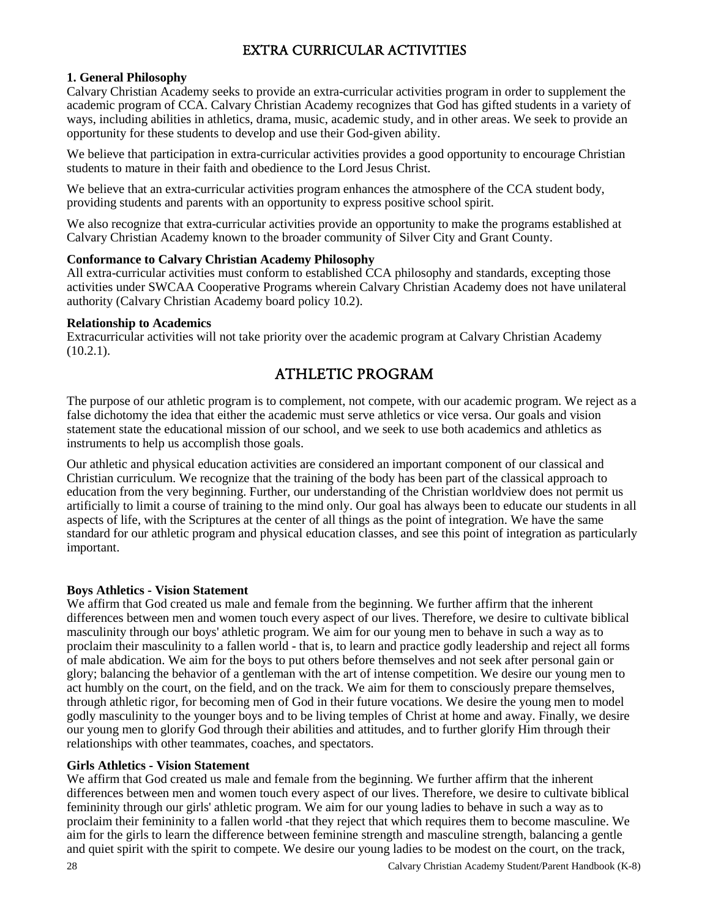# EXTRA CURRICULAR ACTIVITIES

**1. General Philosophy**
Calvary Christian Academy seeks to provide an extra-curricular activities program in order to supplement the academic program of CCA. Calvary Christian Academy recognizes that God has gifted students in a variety of ways, including abilities in athletics, drama, music, academic study, and in other areas. We seek to provide an opportunity for these students to develop and use their God-given ability.

We believe that participation in extra-curricular activities provides a good opportunity to encourage Christian students to mature in their faith and obedience to the Lord Jesus Christ.

We believe that an extra-curricular activities program enhances the atmosphere of the CCA student body, providing students and parents with an opportunity to express positive school spirit.

We also recognize that extra-curricular activities provide an opportunity to make the programs established at Calvary Christian Academy known to the broader community of Silver City and Grant County.

**Conformance to Calvary Christian Academy Philosophy**
All extra-curricular activities must conform to established CCA philosophy and standards, excepting those activities under SWCAA Cooperative Programs wherein Calvary Christian Academy does not have unilateral authority (Calvary Christian Academy board policy 10.2).

**Relationship to Academics**
Extracurricular activities will not take priority over the academic program at Calvary Christian Academy (10.2.1).

# ATHLETIC PROGRAM

The purpose of our athletic program is to complement, not compete, with our academic program. We reject as a false dichotomy the idea that either the academic must serve athletics or vice versa. Our goals and vision statement state the educational mission of our school, and we seek to use both academics and athletics as instruments to help us accomplish those goals.

Our athletic and physical education activities are considered an important component of our classical and Christian curriculum. We recognize that the training of the body has been part of the classical approach to education from the very beginning. Further, our understanding of the Christian worldview does not permit us artificially to limit a course of training to the mind only. Our goal has always been to educate our students in all aspects of life, with the Scriptures at the center of all things as the point of integration. We have the same standard for our athletic program and physical education classes, and see this point of integration as particularly important.

**Boys Athletics - Vision Statement**
We affirm that God created us male and female from the beginning. We further affirm that the inherent differences between men and women touch every aspect of our lives. Therefore, we desire to cultivate biblical masculinity through our boys' athletic program. We aim for our young men to behave in such a way as to proclaim their masculinity to a fallen world - that is, to learn and practice godly leadership and reject all forms of male abdication. We aim for the boys to put others before themselves and not seek after personal gain or glory; balancing the behavior of a gentleman with the art of intense competition. We desire our young men to act humbly on the court, on the field, and on the track. We aim for them to consciously prepare themselves, through athletic rigor, for becoming men of God in their future vocations. We desire the young men to model godly masculinity to the younger boys and to be living temples of Christ at home and away. Finally, we desire our young men to glorify God through their abilities and attitudes, and to further glorify Him through their relationships with other teammates, coaches, and spectators.

**Girls Athletics - Vision Statement**
We affirm that God created us male and female from the beginning. We further affirm that the inherent differences between men and women touch every aspect of our lives. Therefore, we desire to cultivate biblical femininity through our girls' athletic program. We aim for our young ladies to behave in such a way as to proclaim their femininity to a fallen world -that they reject that which requires them to become masculine. We aim for the girls to learn the difference between feminine strength and masculine strength, balancing a gentle and quiet spirit with the spirit to compete. We desire our young ladies to be modest on the court, on the track,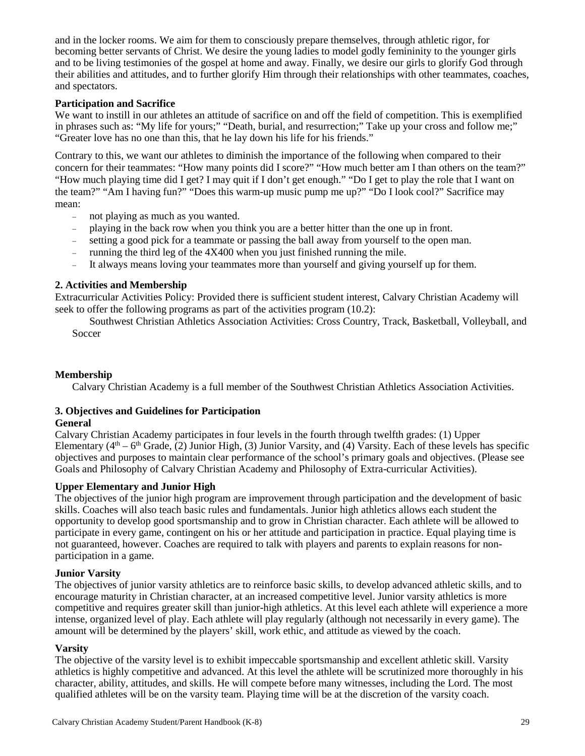and in the locker rooms. We aim for them to consciously prepare themselves, through athletic rigor, for becoming better servants of Christ. We desire the young ladies to model godly femininity to the younger girls and to be living testimonies of the gospel at home and away. Finally, we desire our girls to glorify God through their abilities and attitudes, and to further glorify Him through their relationships with other teammates, coaches, and spectators.

**Participation and Sacrifice**

We want to instill in our athletes an attitude of sacrifice on and off the field of competition. This is exemplified in phrases such as: "My life for yours;" "Death, burial, and resurrection;" Take up your cross and follow me;" "Greater love has no one than this, that he lay down his life for his friends."

Contrary to this, we want our athletes to diminish the importance of the following when compared to their concern for their teammates: "How many points did I score?" "How much better am I than others on the team?" "How much playing time did I get? I may quit if I don't get enough." "Do I get to play the role that I want on the team?" "Am I having fun?" "Does this warm-up music pump me up?" "Do I look cool?" Sacrifice may mean:

- not playing as much as you wanted.
- playing in the back row when you think you are a better hitter than the one up in front.
- setting a good pick for a teammate or passing the ball away from yourself to the open man.
- running the third leg of the 4X400 when you just finished running the mile.
- It always means loving your teammates more than yourself and giving yourself up for them.

### 2. Activities and Membership

Extracurricular Activities Policy: Provided there is sufficient student interest, Calvary Christian Academy will seek to offer the following programs as part of the activities program (10.2):

Southwest Christian Athletics Association Activities: Cross Country, Track, Basketball, Volleyball, and Soccer

**Membership**

Calvary Christian Academy is a full member of the Southwest Christian Athletics Association Activities.

### 3. Objectives and Guidelines for Participation

**General**

Calvary Christian Academy participates in four levels in the fourth through twelfth grades: (1) Upper Elementary (4th – 6th Grade, (2) Junior High, (3) Junior Varsity, and (4) Varsity. Each of these levels has specific objectives and purposes to maintain clear performance of the school's primary goals and objectives. (Please see Goals and Philosophy of Calvary Christian Academy and Philosophy of Extra-curricular Activities).

**Upper Elementary and Junior High**

The objectives of the junior high program are improvement through participation and the development of basic skills. Coaches will also teach basic rules and fundamentals. Junior high athletics allows each student the opportunity to develop good sportsmanship and to grow in Christian character. Each athlete will be allowed to participate in every game, contingent on his or her attitude and participation in practice. Equal playing time is not guaranteed, however. Coaches are required to talk with players and parents to explain reasons for non-participation in a game.

**Junior Varsity**

The objectives of junior varsity athletics are to reinforce basic skills, to develop advanced athletic skills, and to encourage maturity in Christian character, at an increased competitive level. Junior varsity athletics is more competitive and requires greater skill than junior-high athletics. At this level each athlete will experience a more intense, organized level of play. Each athlete will play regularly (although not necessarily in every game). The amount will be determined by the players' skill, work ethic, and attitude as viewed by the coach.

**Varsity**

The objective of the varsity level is to exhibit impeccable sportsmanship and excellent athletic skill. Varsity athletics is highly competitive and advanced. At this level the athlete will be scrutinized more thoroughly in his character, ability, attitudes, and skills. He will compete before many witnesses, including the Lord. The most qualified athletes will be on the varsity team. Playing time will be at the discretion of the varsity coach.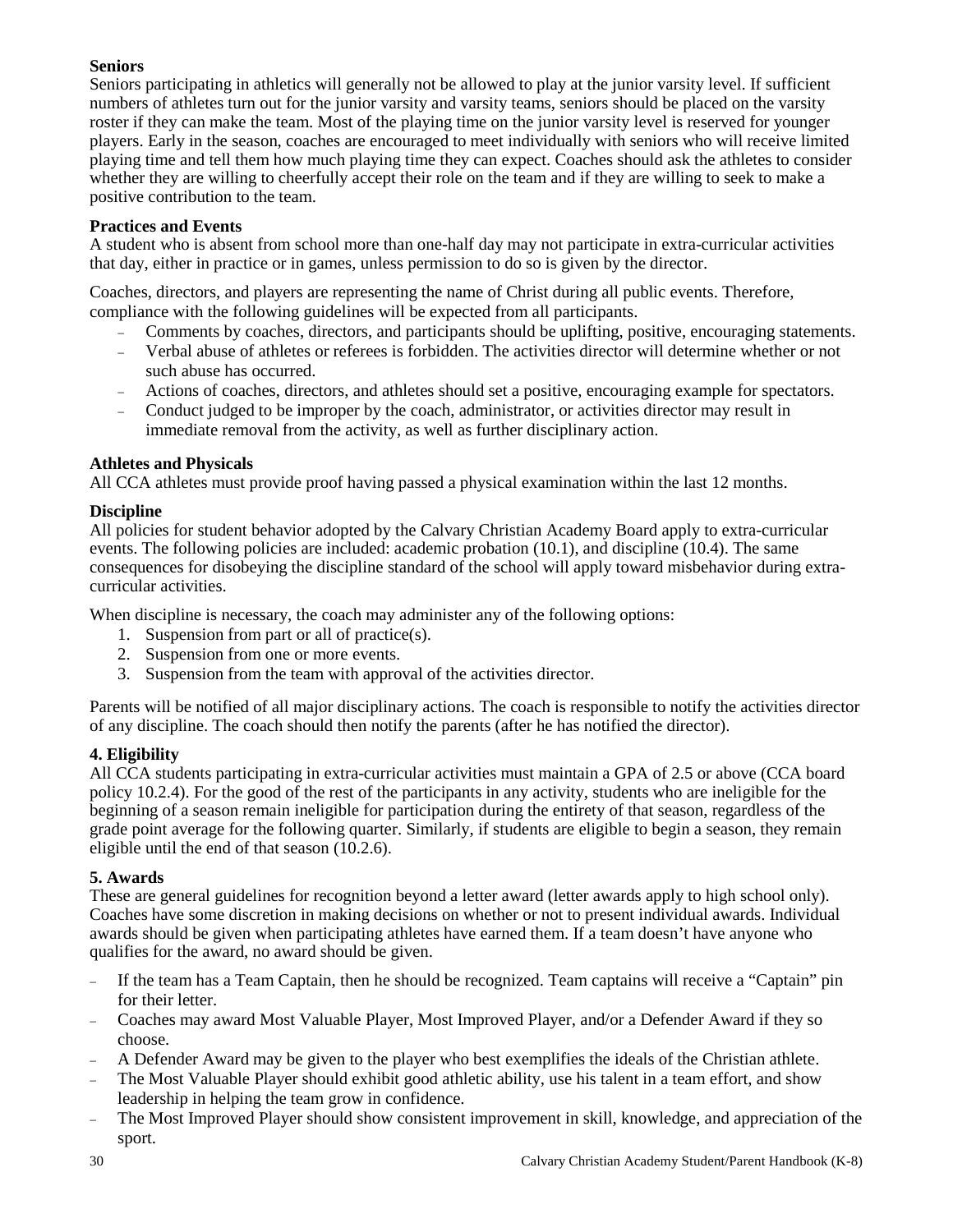**Seniors**

Seniors participating in athletics will generally not be allowed to play at the junior varsity level. If sufficient numbers of athletes turn out for the junior varsity and varsity teams, seniors should be placed on the varsity roster if they can make the team. Most of the playing time on the junior varsity level is reserved for younger players. Early in the season, coaches are encouraged to meet individually with seniors who will receive limited playing time and tell them how much playing time they can expect. Coaches should ask the athletes to consider whether they are willing to cheerfully accept their role on the team and if they are willing to seek to make a positive contribution to the team.

**Practices and Events**

A student who is absent from school more than one-half day may not participate in extra-curricular activities that day, either in practice or in games, unless permission to do so is given by the director.

Coaches, directors, and players are representing the name of Christ during all public events. Therefore, compliance with the following guidelines will be expected from all participants.

- Comments by coaches, directors, and participants should be uplifting, positive, encouraging statements.
- Verbal abuse of athletes or referees is forbidden. The activities director will determine whether or not such abuse has occurred.
- Actions of coaches, directors, and athletes should set a positive, encouraging example for spectators.
- Conduct judged to be improper by the coach, administrator, or activities director may result in immediate removal from the activity, as well as further disciplinary action.

**Athletes and Physicals**

All CCA athletes must provide proof having passed a physical examination within the last 12 months.

**Discipline**

All policies for student behavior adopted by the Calvary Christian Academy Board apply to extra-curricular events. The following policies are included: academic probation (10.1), and discipline (10.4). The same consequences for disobeying the discipline standard of the school will apply toward misbehavior during extra-curricular activities.

When discipline is necessary, the coach may administer any of the following options:

1. Suspension from part or all of practice(s).
2. Suspension from one or more events.
3. Suspension from the team with approval of the activities director.

Parents will be notified of all major disciplinary actions. The coach is responsible to notify the activities director of any discipline. The coach should then notify the parents (after he has notified the director).

**4. Eligibility**

All CCA students participating in extra-curricular activities must maintain a GPA of 2.5 or above (CCA board policy 10.2.4). For the good of the rest of the participants in any activity, students who are ineligible for the beginning of a season remain ineligible for participation during the entirety of that season, regardless of the grade point average for the following quarter. Similarly, if students are eligible to begin a season, they remain eligible until the end of that season (10.2.6).

**5. Awards**

These are general guidelines for recognition beyond a letter award (letter awards apply to high school only). Coaches have some discretion in making decisions on whether or not to present individual awards. Individual awards should be given when participating athletes have earned them. If a team doesn't have anyone who qualifies for the award, no award should be given.

- If the team has a Team Captain, then he should be recognized. Team captains will receive a "Captain" pin for their letter.
- Coaches may award Most Valuable Player, Most Improved Player, and/or a Defender Award if they so choose.
- A Defender Award may be given to the player who best exemplifies the ideals of the Christian athlete.
- The Most Valuable Player should exhibit good athletic ability, use his talent in a team effort, and show leadership in helping the team grow in confidence.
- The Most Improved Player should show consistent improvement in skill, knowledge, and appreciation of the sport.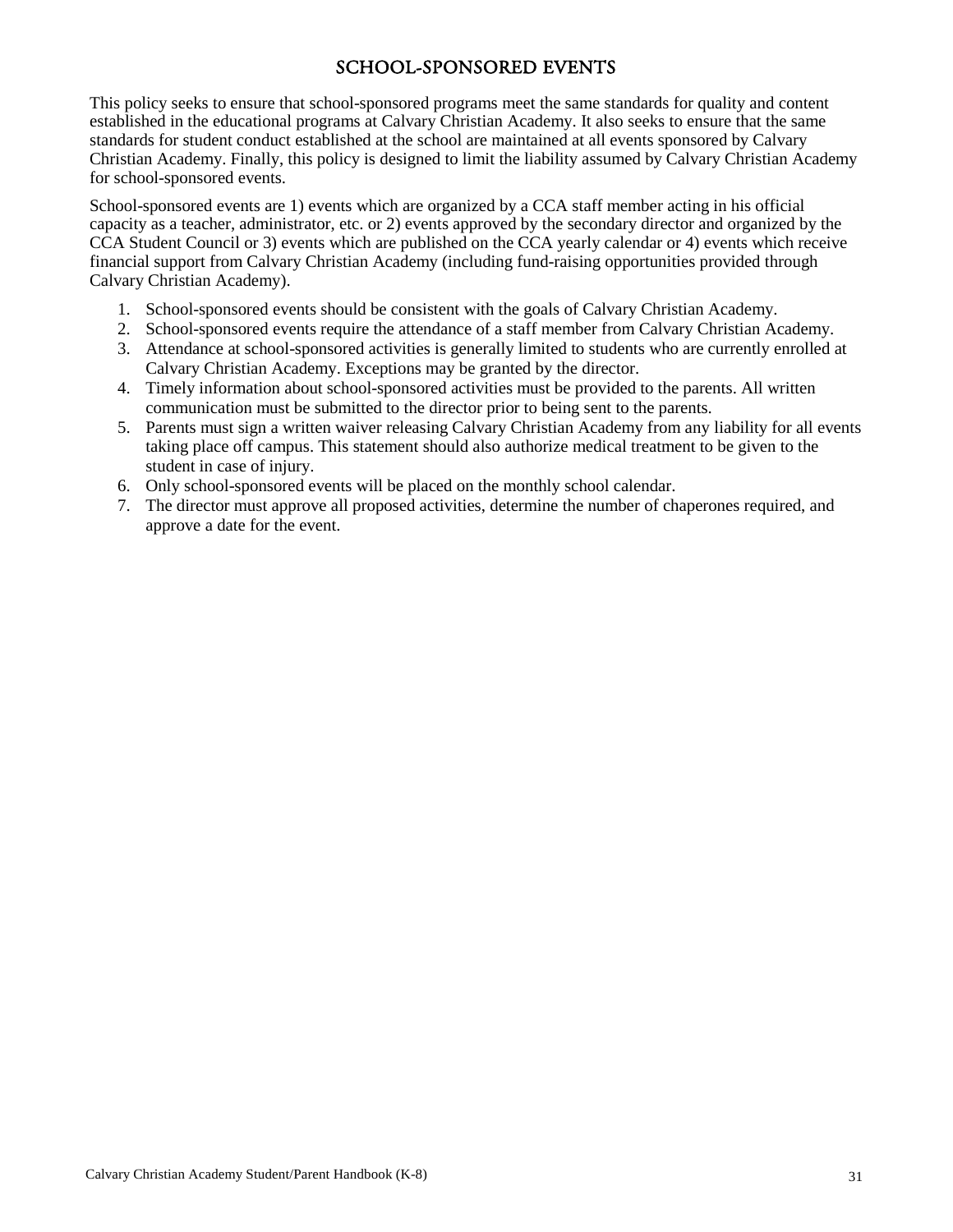# SCHOOL-SPONSORED EVENTS

This policy seeks to ensure that school-sponsored programs meet the same standards for quality and content established in the educational programs at Calvary Christian Academy. It also seeks to ensure that the same standards for student conduct established at the school are maintained at all events sponsored by Calvary Christian Academy. Finally, this policy is designed to limit the liability assumed by Calvary Christian Academy for school-sponsored events.

School-sponsored events are 1) events which are organized by a CCA staff member acting in his official capacity as a teacher, administrator, etc. or 2) events approved by the secondary director and organized by the CCA Student Council or 3) events which are published on the CCA yearly calendar or 4) events which receive financial support from Calvary Christian Academy (including fund-raising opportunities provided through Calvary Christian Academy).

1. School-sponsored events should be consistent with the goals of Calvary Christian Academy.
2. School-sponsored events require the attendance of a staff member from Calvary Christian Academy.
3. Attendance at school-sponsored activities is generally limited to students who are currently enrolled at Calvary Christian Academy. Exceptions may be granted by the director.
4. Timely information about school-sponsored activities must be provided to the parents. All written communication must be submitted to the director prior to being sent to the parents.
5. Parents must sign a written waiver releasing Calvary Christian Academy from any liability for all events taking place off campus. This statement should also authorize medical treatment to be given to the student in case of injury.
6. Only school-sponsored events will be placed on the monthly school calendar.
7. The director must approve all proposed activities, determine the number of chaperones required, and approve a date for the event.